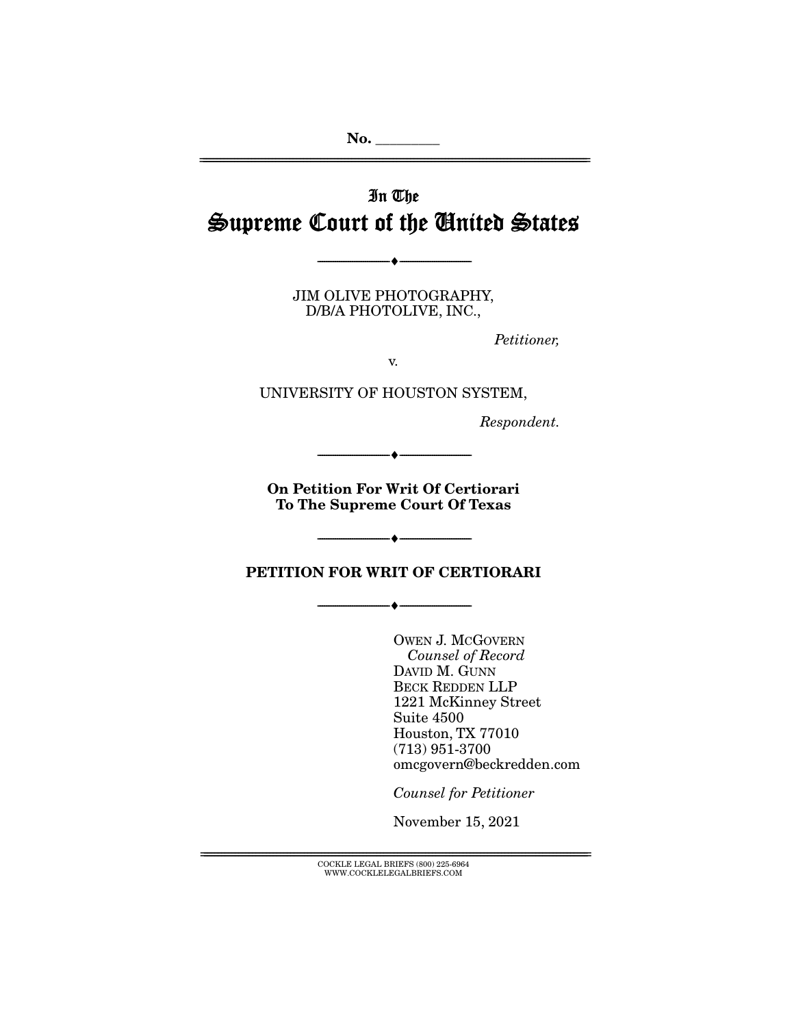No. \_\_\_\_\_\_\_\_

# In The Supreme Court of the United States

---

JIM OLIVE PHOTOGRAPHY,
D/B/A PHOTOLIVE, INC.,

*Petitioner,*

v.

UNIVERSITY OF HOUSTON SYSTEM,

*Respondent.*

---

**On Petition For Writ Of Certiorari To The Supreme Court Of Texas**

---

## PETITION FOR WRIT OF CERTIORARI

---

OWEN J. MCGOVERN
*Counsel of Record*
DAVID M. GUNN
BECK REDDEN LLP
1221 McKinney Street
Suite 4500
Houston, TX 77010
(713) 951-3700
omcgovern@beckredden.com

*Counsel for Petitioner*

November 15, 2021

COCKLE LEGAL BRIEFS (800) 225-6964
WWW.COCKLELEGALBRIEFS.COM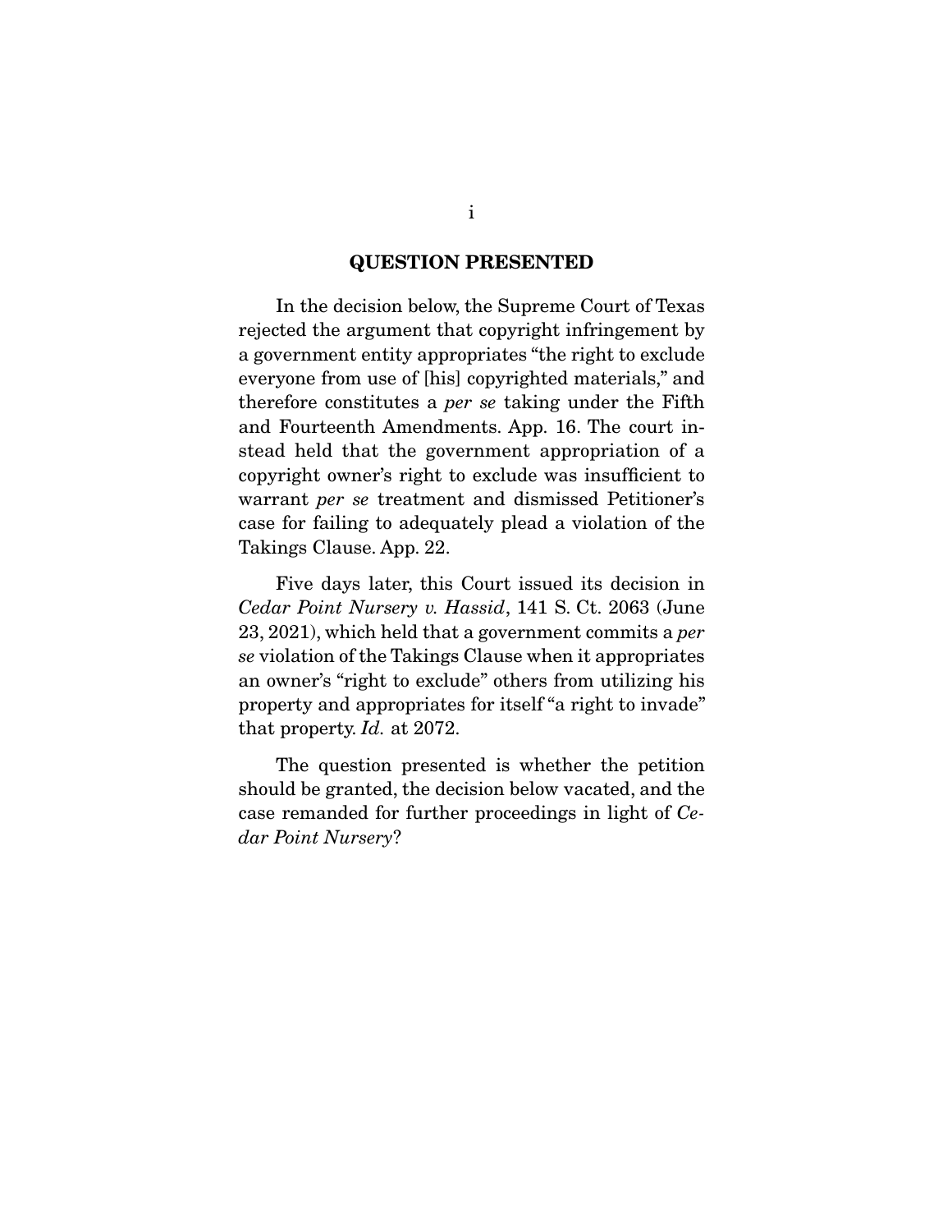## QUESTION PRESENTED

In the decision below, the Supreme Court of Texas rejected the argument that copyright infringement by a government entity appropriates "the right to exclude everyone from use of [his] copyrighted materials," and therefore constitutes a *per se* taking under the Fifth and Fourteenth Amendments. App. 16. The court instead held that the government appropriation of a copyright owner's right to exclude was insufficient to warrant *per se* treatment and dismissed Petitioner's case for failing to adequately plead a violation of the Takings Clause. App. 22.

Five days later, this Court issued its decision in *Cedar Point Nursery v. Hassid*, 141 S. Ct. 2063 (June 23, 2021), which held that a government commits a *per se* violation of the Takings Clause when it appropriates an owner's "right to exclude" others from utilizing his property and appropriates for itself "a right to invade" that property. *Id.* at 2072.

The question presented is whether the petition should be granted, the decision below vacated, and the case remanded for further proceedings in light of *Cedar Point Nursery*?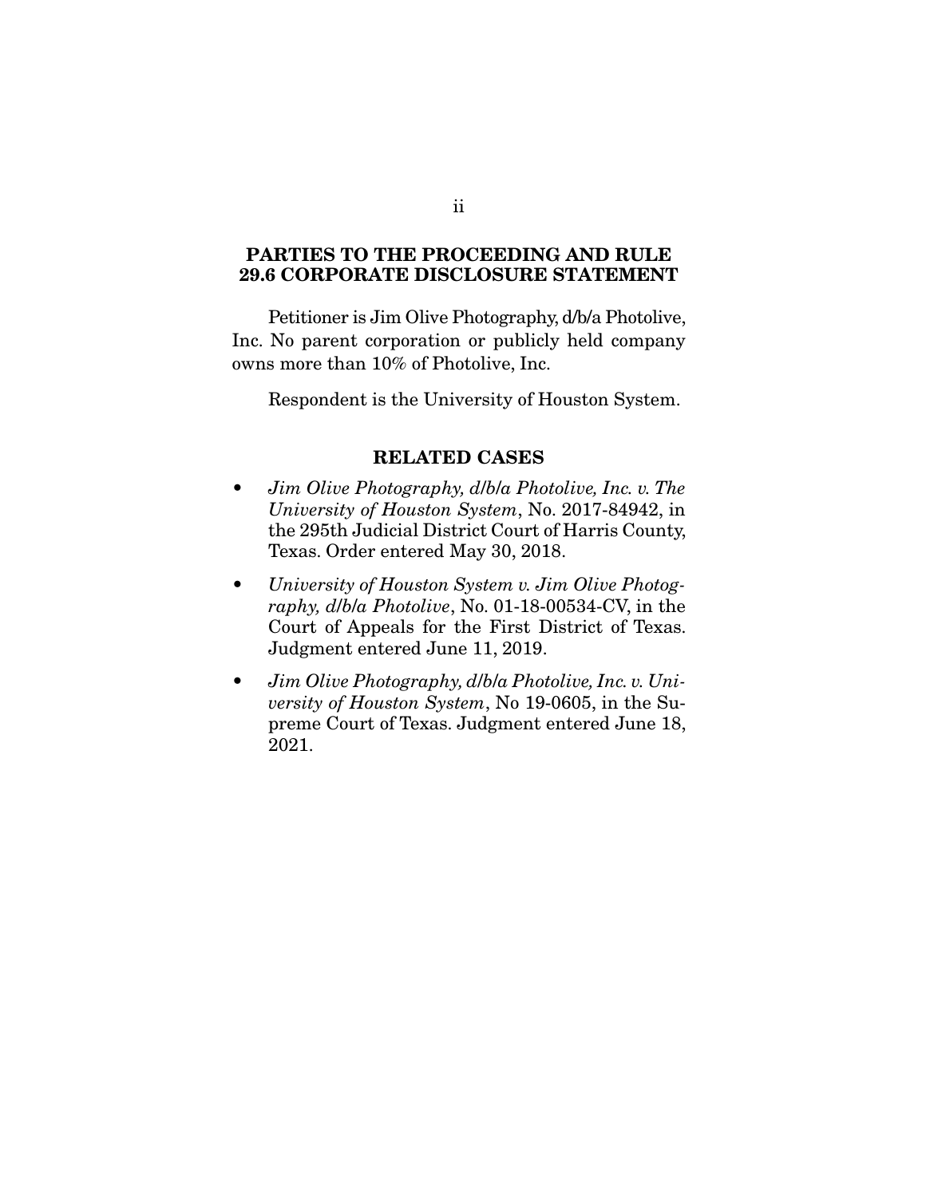## PARTIES TO THE PROCEEDING AND RULE 29.6 CORPORATE DISCLOSURE STATEMENT

Petitioner is Jim Olive Photography, d/b/a Photolive, Inc. No parent corporation or publicly held company owns more than 10% of Photolive, Inc.

Respondent is the University of Houston System.

## RELATED CASES

- *Jim Olive Photography, d/b/a Photolive, Inc. v. The University of Houston System*, No. 2017-84942, in the 295th Judicial District Court of Harris County, Texas. Order entered May 30, 2018.
- *University of Houston System v. Jim Olive Photography, d/b/a Photolive*, No. 01-18-00534-CV, in the Court of Appeals for the First District of Texas. Judgment entered June 11, 2019.
- *Jim Olive Photography, d/b/a Photolive, Inc. v. University of Houston System*, No 19-0605, in the Supreme Court of Texas. Judgment entered June 18, 2021.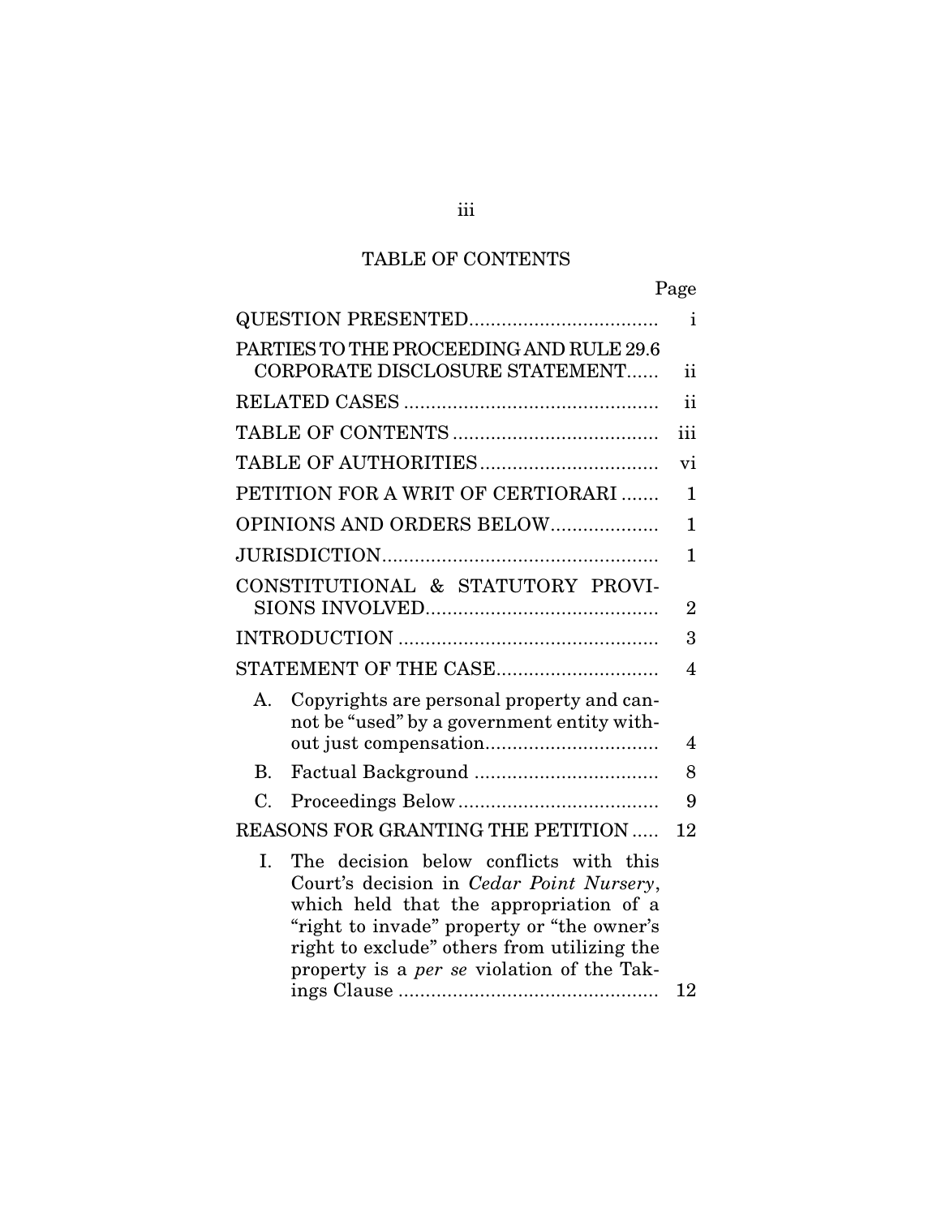# TABLE OF CONTENTS

| | Page |
|---|---|
| QUESTION PRESENTED | i |
| PARTIES TO THE PROCEEDING AND RULE 29.6 CORPORATE DISCLOSURE STATEMENT | ii |
| RELATED CASES | ii |
| TABLE OF CONTENTS | iii |
| TABLE OF AUTHORITIES | vi |
| PETITION FOR A WRIT OF CERTIORARI | 1 |
| OPINIONS AND ORDERS BELOW | 1 |
| JURISDICTION | 1 |
| CONSTITUTIONAL & STATUTORY PROVISIONS INVOLVED | 2 |
| INTRODUCTION | 3 |
| STATEMENT OF THE CASE | 4 |
| A. Copyrights are personal property and cannot be "used" by a government entity without just compensation | 4 |
| B. Factual Background | 8 |
| C. Proceedings Below | 9 |
| REASONS FOR GRANTING THE PETITION | 12 |
| I. The decision below conflicts with this Court's decision in *Cedar Point Nursery*, which held that the appropriation of a "right to invade" property or "the owner's right to exclude" others from utilizing the property is a *per se* violation of the Takings Clause | 12 |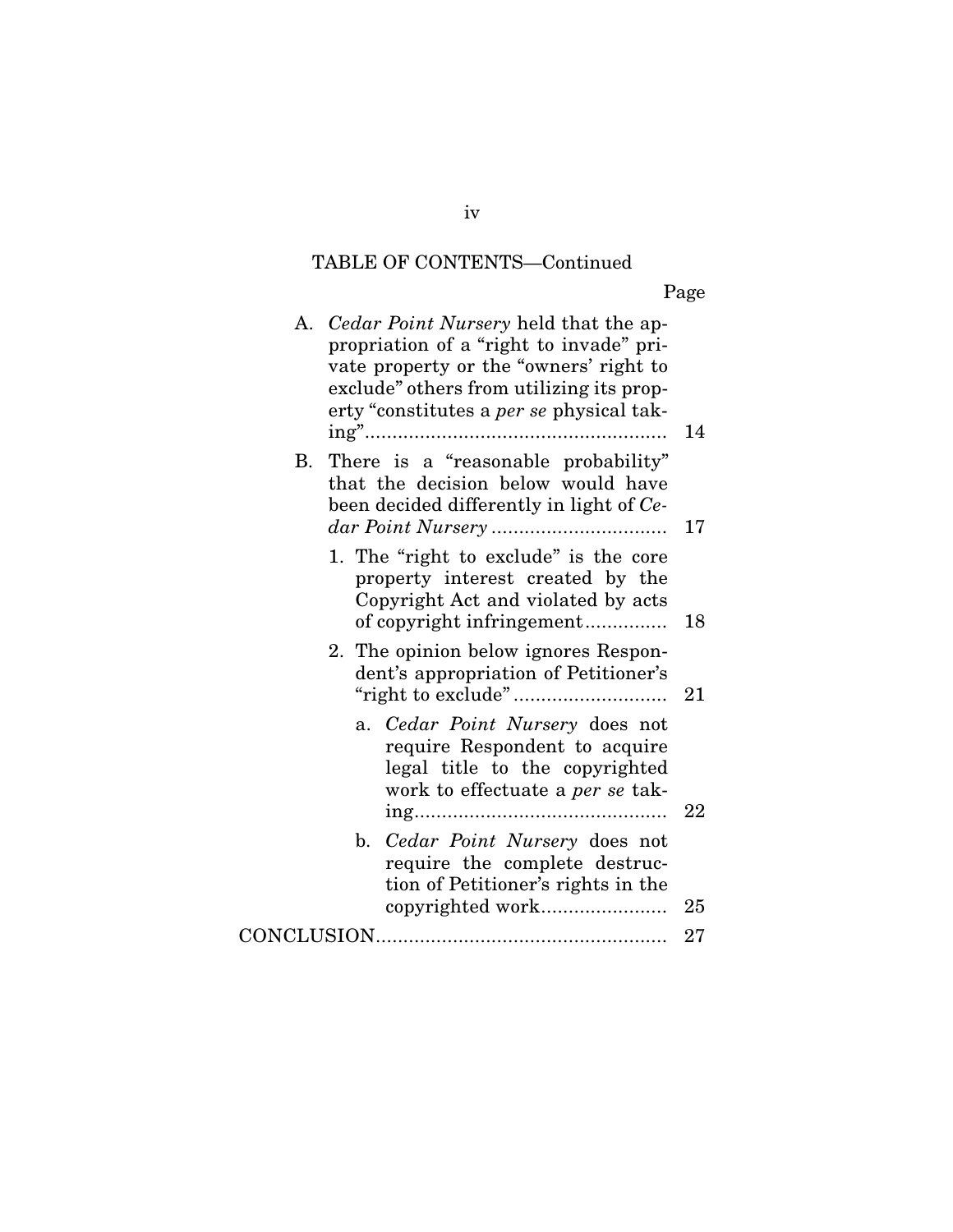TABLE OF CONTENTS—Continued

| | Page |
|---|---|
| A. *Cedar Point Nursery* held that the appropriation of a "right to invade" private property or the "owners' right to exclude" others from utilizing its property "constitutes a *per se* physical taking" | 14 |
| B. There is a "reasonable probability" that the decision below would have been decided differently in light of *Cedar Point Nursery* | 17 |
| 1. The "right to exclude" is the core property interest created by the Copyright Act and violated by acts of copyright infringement | 18 |
| 2. The opinion below ignores Respondent's appropriation of Petitioner's "right to exclude" | 21 |
| a. *Cedar Point Nursery* does not require Respondent to acquire legal title to the copyrighted work to effectuate a *per se* taking | 22 |
| b. *Cedar Point Nursery* does not require the complete destruction of Petitioner's rights in the copyrighted work | 25 |
| CONCLUSION | 27 |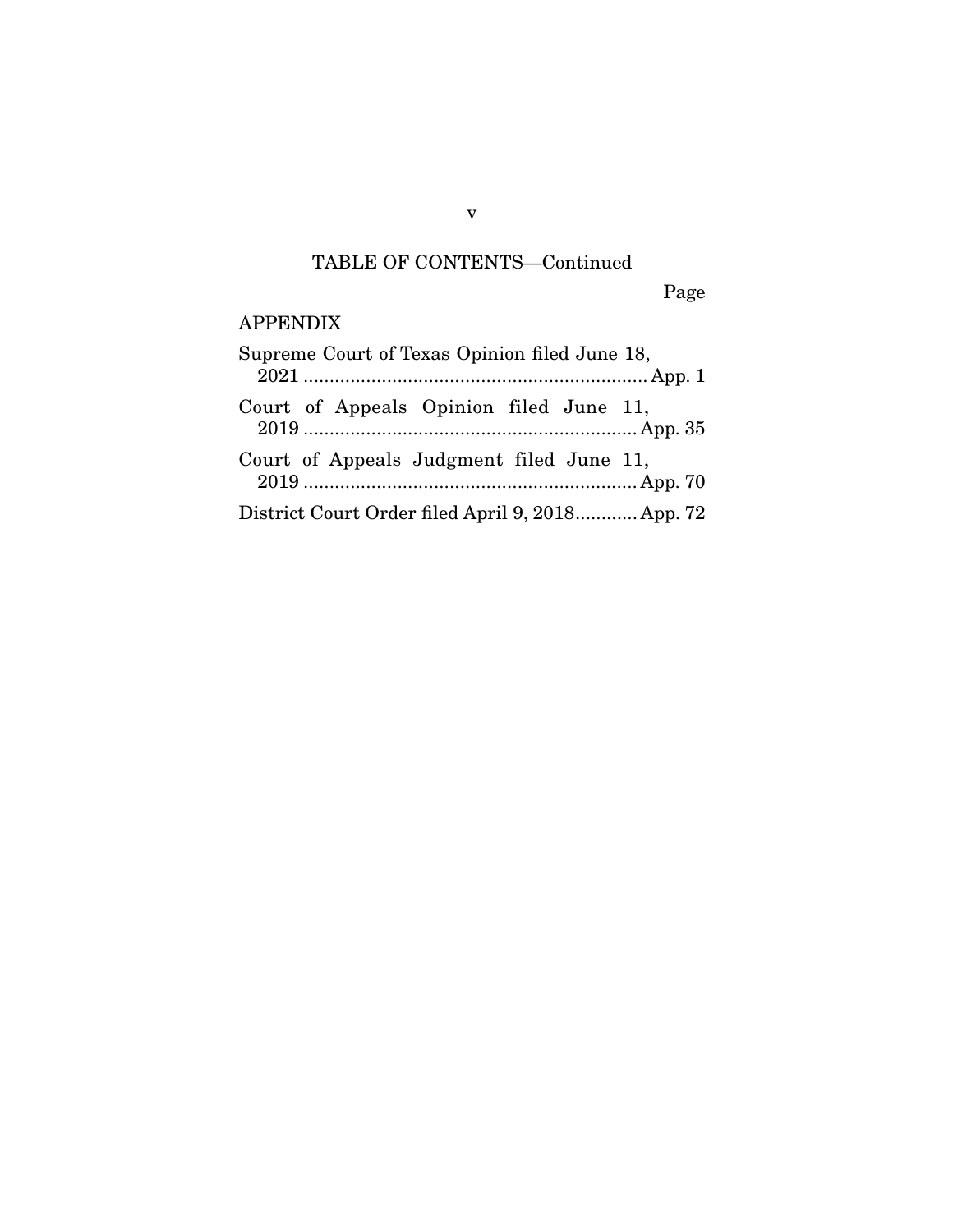TABLE OF CONTENTS—Continued

| | Page |
|---|---|
| APPENDIX | |
| Supreme Court of Texas Opinion filed June 18, 2021 | App. 1 |
| Court of Appeals Opinion filed June 11, 2019 | App. 35 |
| Court of Appeals Judgment filed June 11, 2019 | App. 70 |
| District Court Order filed April 9, 2018 | App. 72 |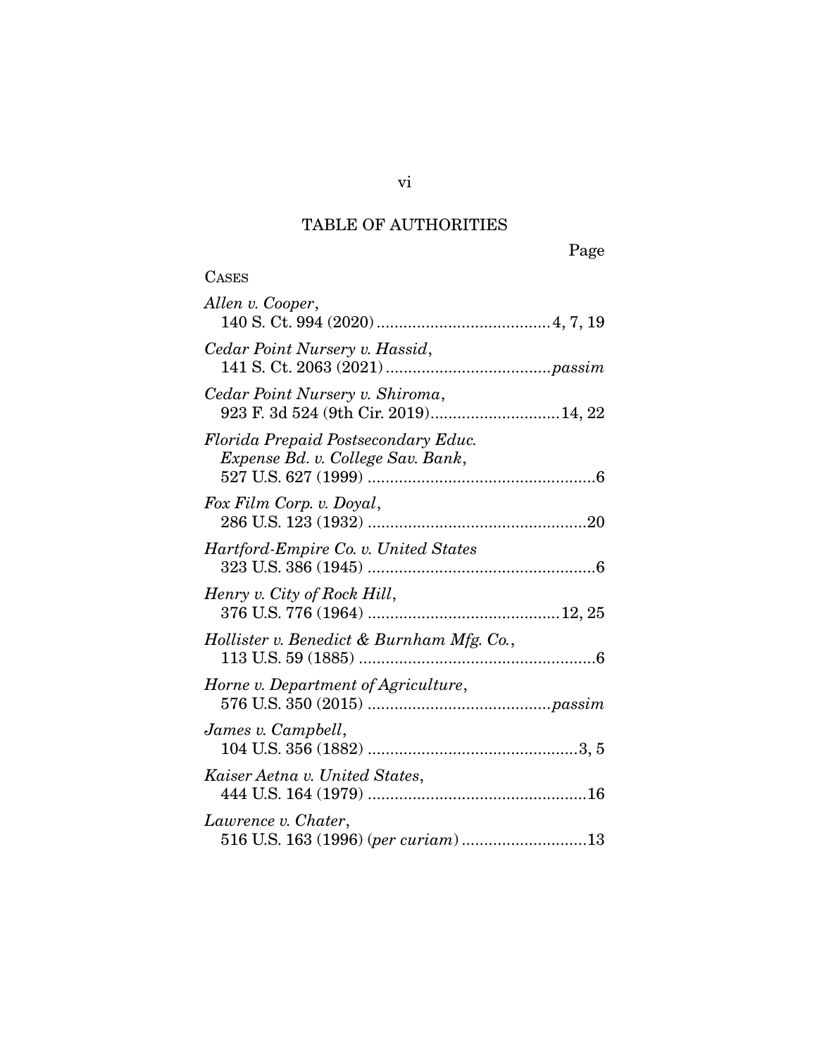## TABLE OF AUTHORITIES

Page

CASES

*Allen v. Cooper*,
140 S. Ct. 994 (2020) ....................................... 4, 7, 19

*Cedar Point Nursery v. Hassid*,
141 S. Ct. 2063 (2021) .................................... *passim*

*Cedar Point Nursery v. Shiroma*,
923 F. 3d 524 (9th Cir. 2019)............................ 14, 22

*Florida Prepaid Postsecondary Educ. Expense Bd. v. College Sav. Bank*,
527 U.S. 627 (1999) .................................................. 6

*Fox Film Corp. v. Doyal*,
286 U.S. 123 (1932) ................................................ 20

*Hartford-Empire Co. v. United States*
323 U.S. 386 (1945) .................................................. 6

*Henry v. City of Rock Hill*,
376 U.S. 776 (1964) .......................................... 12, 25

*Hollister v. Benedict & Burnham Mfg. Co.*,
113 U.S. 59 (1885) .................................................... 6

*Horne v. Department of Agriculture*,
576 U.S. 350 (2015) ........................................ *passim*

*James v. Campbell*,
104 U.S. 356 (1882) .............................................. 3, 5

*Kaiser Aetna v. United States*,
444 U.S. 164 (1979) ................................................ 16

*Lawrence v. Chater*,
516 U.S. 163 (1996) (*per curiam*) ........................... 13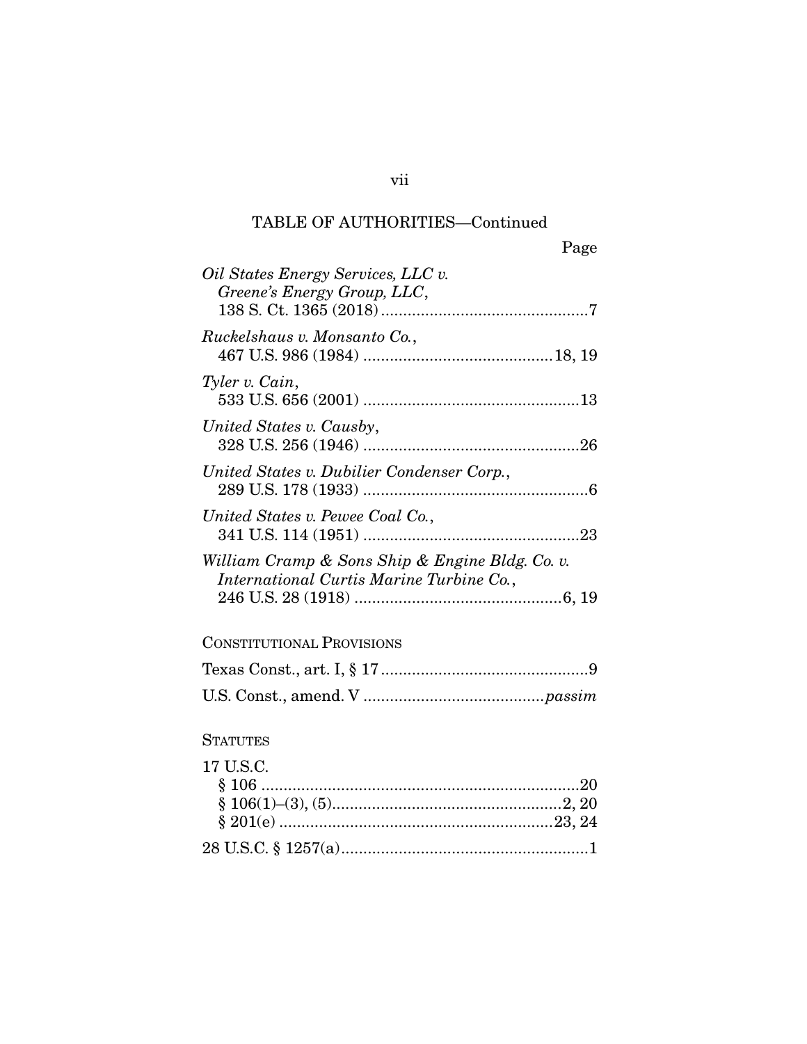TABLE OF AUTHORITIES—Continued

Page

*Oil States Energy Services, LLC v. Greene's Energy Group, LLC*, 138 S. Ct. 1365 (2018) ....................................7

*Ruckelshaus v. Monsanto Co.*, 467 U.S. 986 (1984) ....................................18, 19

*Tyler v. Cain*, 533 U.S. 656 (2001) ....................................13

*United States v. Causby*, 328 U.S. 256 (1946) ....................................26

*United States v. Dubilier Condenser Corp.*, 289 U.S. 178 (1933) ....................................6

*United States v. Pewee Coal Co.*, 341 U.S. 114 (1951) ....................................23

*William Cramp & Sons Ship & Engine Bldg. Co. v. International Curtis Marine Turbine Co.*, 246 U.S. 28 (1918) ....................................6, 19

CONSTITUTIONAL PROVISIONS

Texas Const., art. I, § 17 ....................................9

U.S. Const., amend. V ....................................*passim*

STATUTES

17 U.S.C.

§ 106 ....................................20

§ 106(1)–(3), (5) ....................................2, 20

§ 201(e) ....................................23, 24

28 U.S.C. § 1257(a) ....................................1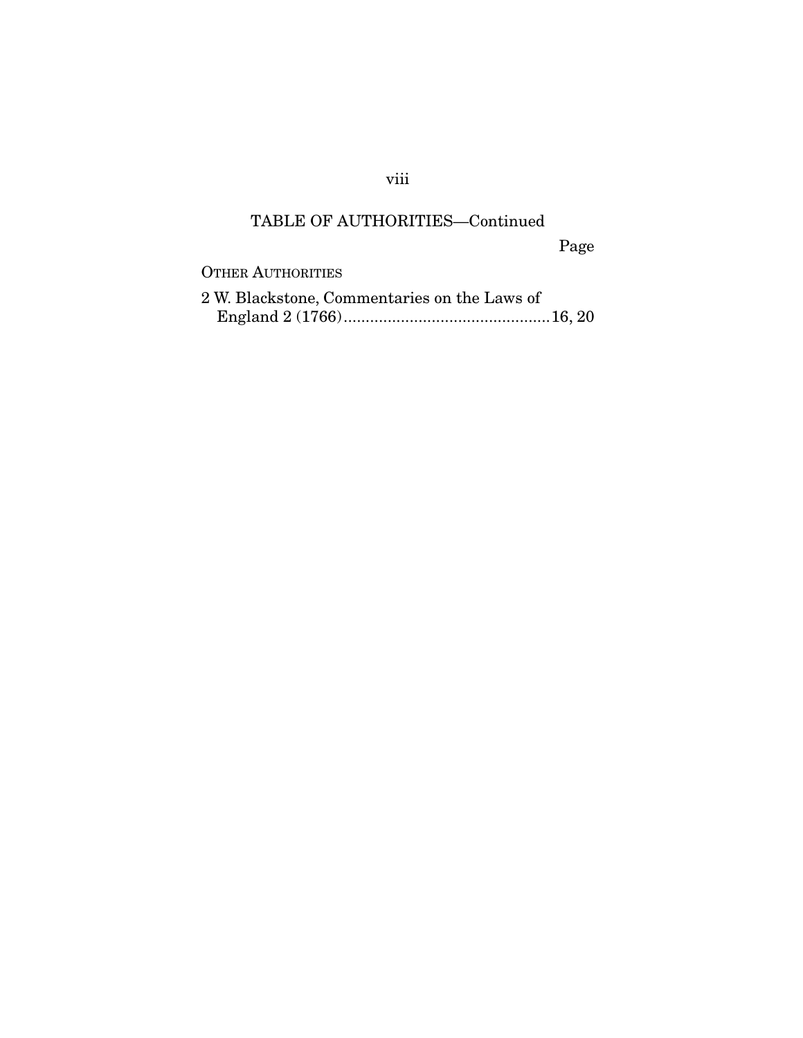## TABLE OF AUTHORITIES—Continued

Page

OTHER AUTHORITIES

2 W. Blackstone, Commentaries on the Laws of England 2 (1766)...............................................16, 20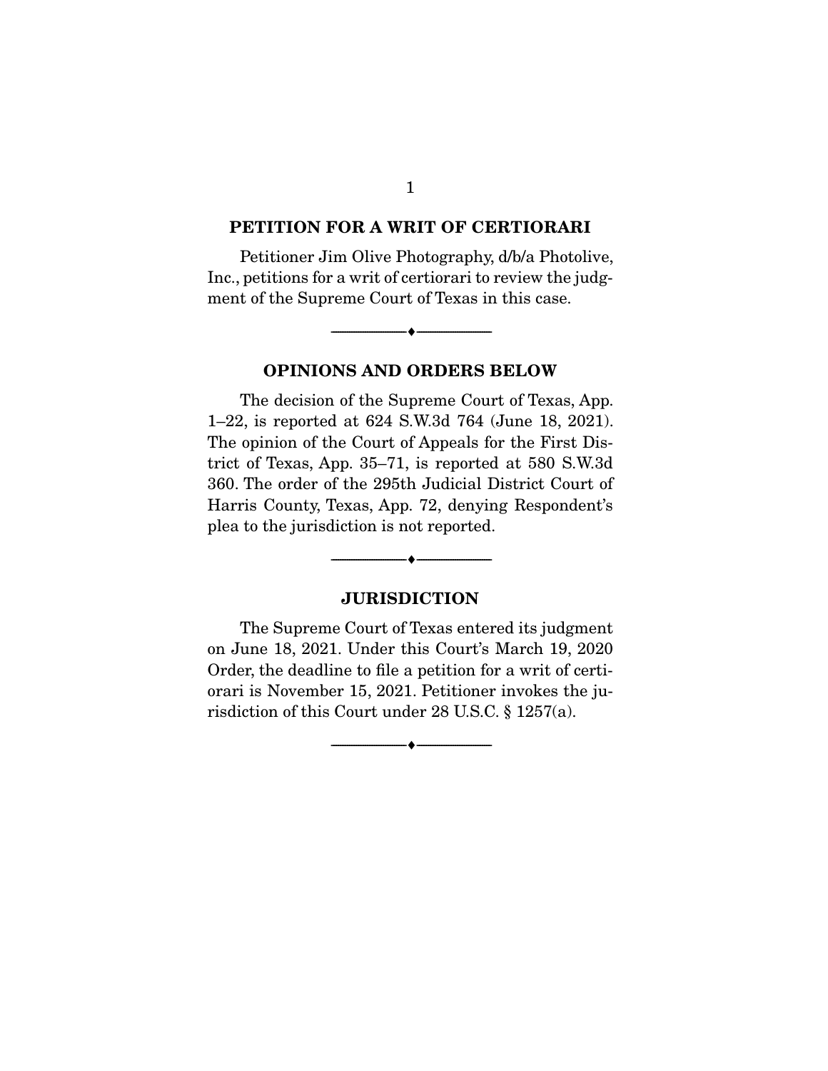## PETITION FOR A WRIT OF CERTIORARI

Petitioner Jim Olive Photography, d/b/a Photolive, Inc., petitions for a writ of certiorari to review the judgment of the Supreme Court of Texas in this case.

---

## OPINIONS AND ORDERS BELOW

The decision of the Supreme Court of Texas, App. 1–22, is reported at 624 S.W.3d 764 (June 18, 2021). The opinion of the Court of Appeals for the First District of Texas, App. 35–71, is reported at 580 S.W.3d 360. The order of the 295th Judicial District Court of Harris County, Texas, App. 72, denying Respondent's plea to the jurisdiction is not reported.

---

## JURISDICTION

The Supreme Court of Texas entered its judgment on June 18, 2021. Under this Court's March 19, 2020 Order, the deadline to file a petition for a writ of certiorari is November 15, 2021. Petitioner invokes the jurisdiction of this Court under 28 U.S.C. § 1257(a).

---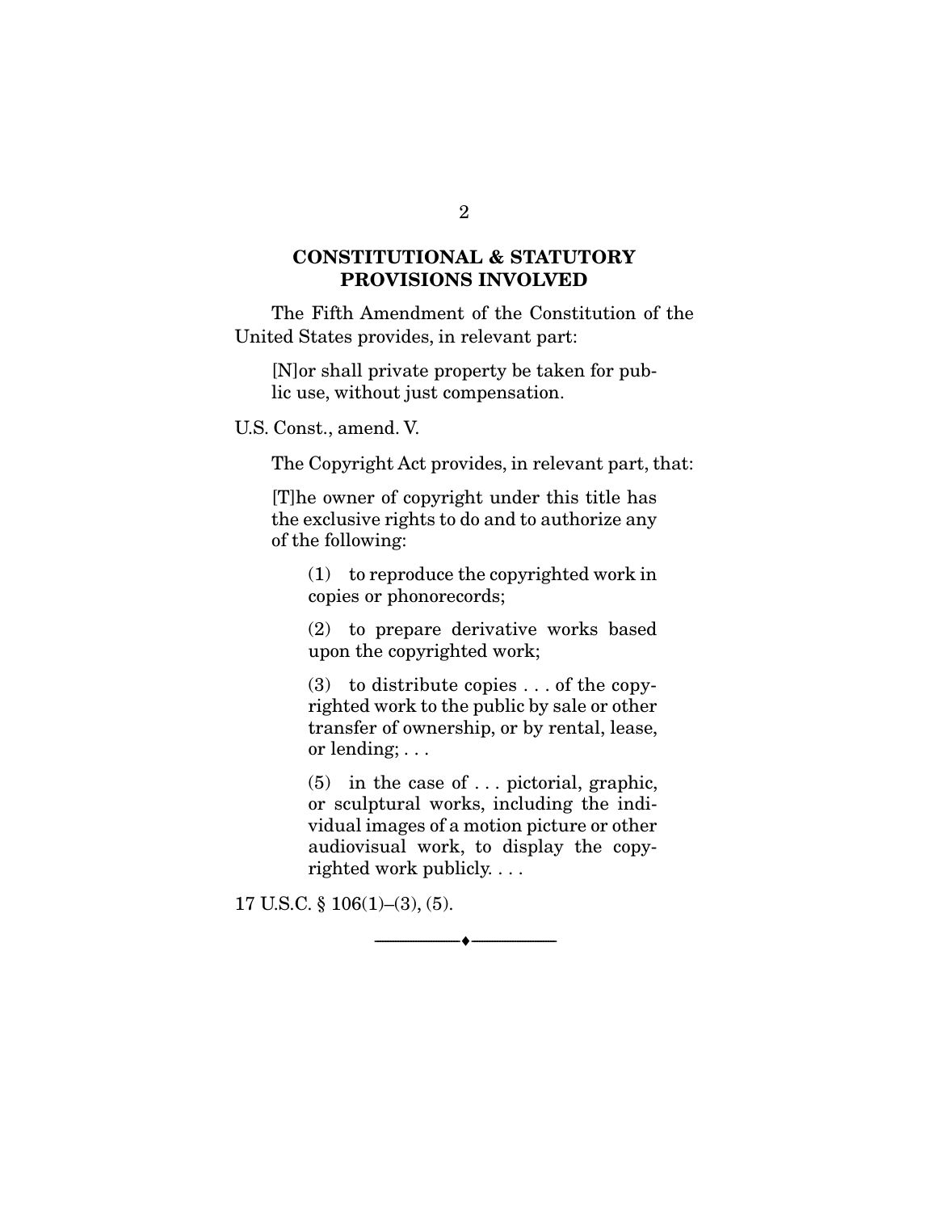## CONSTITUTIONAL & STATUTORY PROVISIONS INVOLVED

The Fifth Amendment of the Constitution of the United States provides, in relevant part:

> [N]or shall private property be taken for public use, without just compensation.

U.S. Const., amend. V.

The Copyright Act provides, in relevant part, that:

> [T]he owner of copyright under this title has the exclusive rights to do and to authorize any of the following:
>
> > (1) to reproduce the copyrighted work in copies or phonorecords;
> >
> > (2) to prepare derivative works based upon the copyrighted work;
> >
> > (3) to distribute copies . . . of the copyrighted work to the public by sale or other transfer of ownership, or by rental, lease, or lending; . . .
> >
> > (5) in the case of . . . pictorial, graphic, or sculptural works, including the individual images of a motion picture or other audiovisual work, to display the copyrighted work publicly. . . .

17 U.S.C. § 106(1)–(3), (5).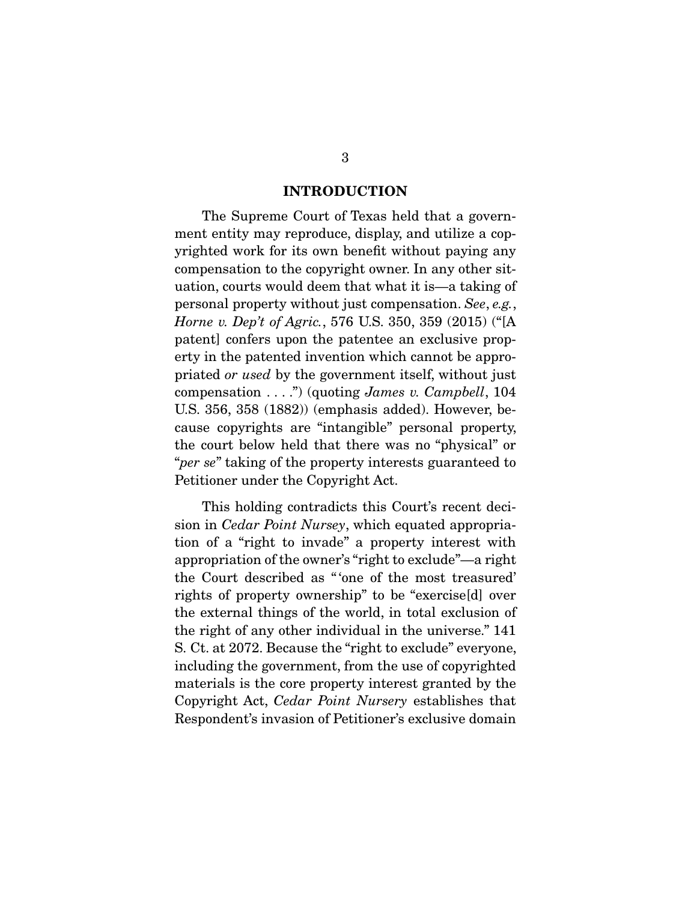## INTRODUCTION

The Supreme Court of Texas held that a government entity may reproduce, display, and utilize a copyrighted work for its own benefit without paying any compensation to the copyright owner. In any other situation, courts would deem that what it is—a taking of personal property without just compensation. *See*, *e.g.*, *Horne v. Dep't of Agric.*, 576 U.S. 350, 359 (2015) ("[A patent] confers upon the patentee an exclusive property in the patented invention which cannot be appropriated *or used* by the government itself, without just compensation . . . .") (quoting *James v. Campbell*, 104 U.S. 356, 358 (1882)) (emphasis added). However, because copyrights are "intangible" personal property, the court below held that there was no "physical" or "*per se*" taking of the property interests guaranteed to Petitioner under the Copyright Act.

This holding contradicts this Court's recent decision in *Cedar Point Nursey*, which equated appropriation of a "right to invade" a property interest with appropriation of the owner's "right to exclude"—a right the Court described as "'one of the most treasured' rights of property ownership" to be "exercise[d] over the external things of the world, in total exclusion of the right of any other individual in the universe." 141 S. Ct. at 2072. Because the "right to exclude" everyone, including the government, from the use of copyrighted materials is the core property interest granted by the Copyright Act, *Cedar Point Nursery* establishes that Respondent's invasion of Petitioner's exclusive domain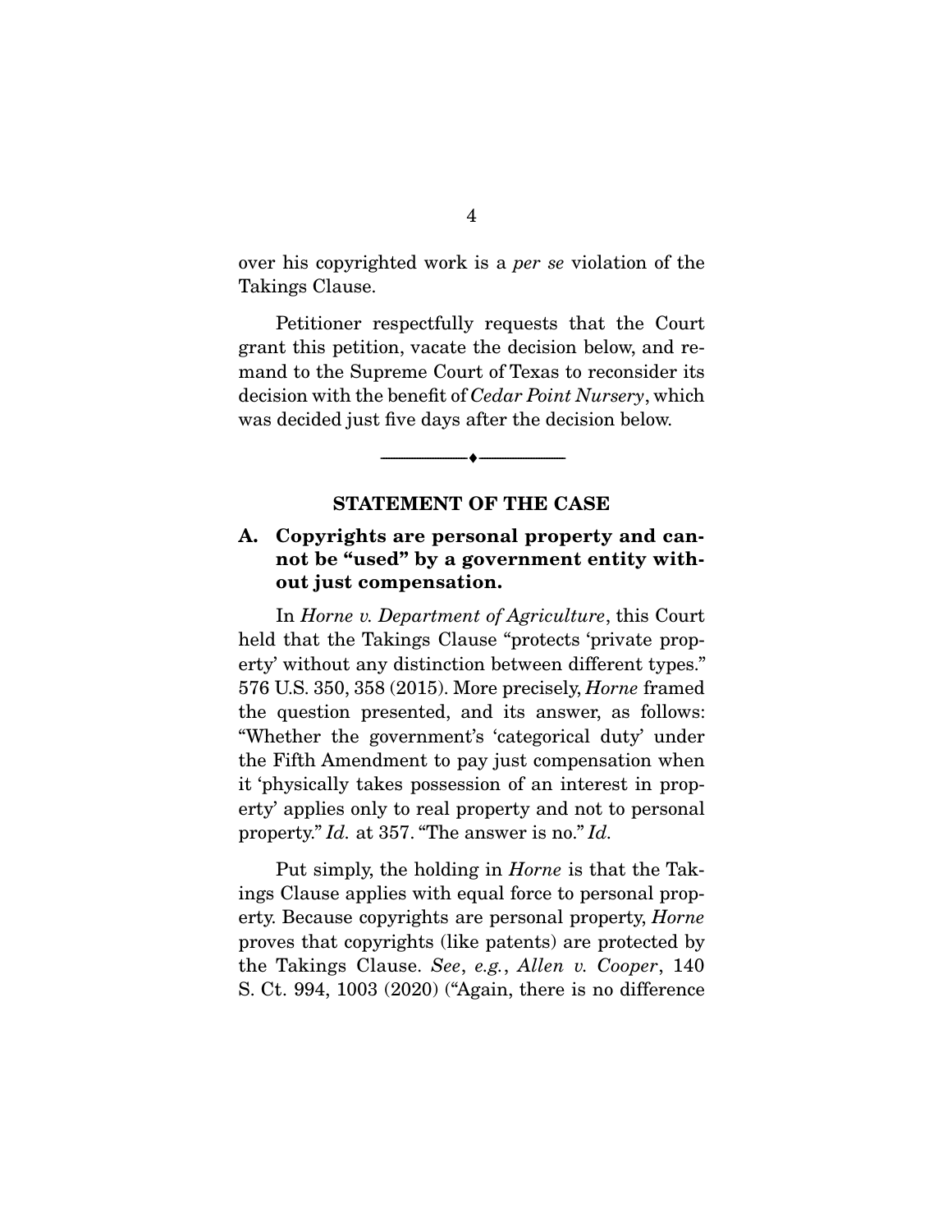over his copyrighted work is a *per se* violation of the Takings Clause.

Petitioner respectfully requests that the Court grant this petition, vacate the decision below, and remand to the Supreme Court of Texas to reconsider its decision with the benefit of *Cedar Point Nursery*, which was decided just five days after the decision below.

## STATEMENT OF THE CASE

### A. Copyrights are personal property and cannot be "used" by a government entity without just compensation.

In *Horne v. Department of Agriculture*, this Court held that the Takings Clause "protects 'private property' without any distinction between different types." 576 U.S. 350, 358 (2015). More precisely, *Horne* framed the question presented, and its answer, as follows: "Whether the government's 'categorical duty' under the Fifth Amendment to pay just compensation when it 'physically takes possession of an interest in property' applies only to real property and not to personal property." *Id.* at 357. "The answer is no." *Id.*

Put simply, the holding in *Horne* is that the Takings Clause applies with equal force to personal property. Because copyrights are personal property, *Horne* proves that copyrights (like patents) are protected by the Takings Clause. *See*, *e.g.*, *Allen v. Cooper*, 140 S. Ct. 994, 1003 (2020) ("Again, there is no difference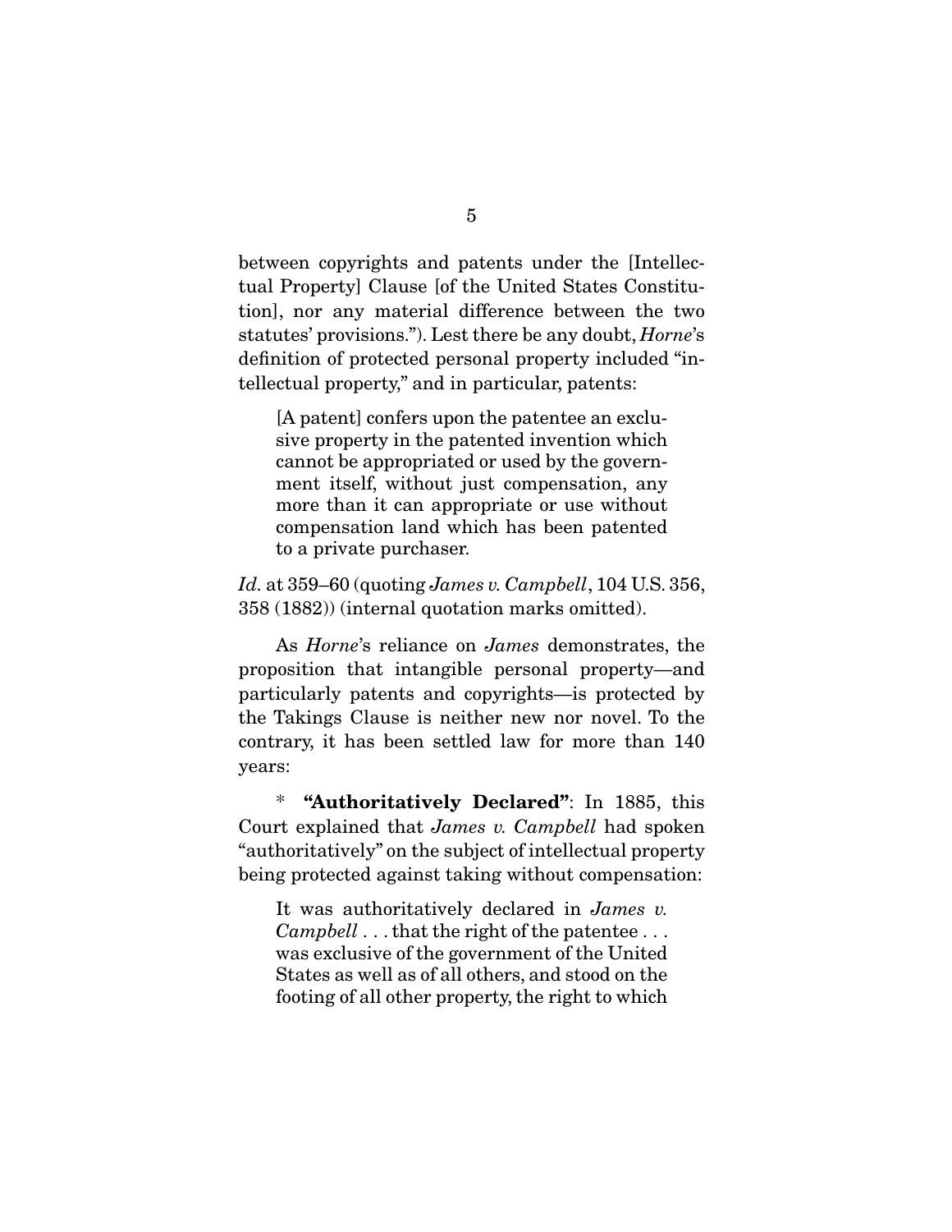between copyrights and patents under the [Intellectual Property] Clause [of the United States Constitution], nor any material difference between the two statutes' provisions."). Lest there be any doubt, *Horne*'s definition of protected personal property included "intellectual property," and in particular, patents:

> [A patent] confers upon the patentee an exclusive property in the patented invention which cannot be appropriated or used by the government itself, without just compensation, any more than it can appropriate or use without compensation land which has been patented to a private purchaser.

*Id.* at 359–60 (quoting *James v. Campbell*, 104 U.S. 356, 358 (1882)) (internal quotation marks omitted).

As *Horne*'s reliance on *James* demonstrates, the proposition that intangible personal property—and particularly patents and copyrights—is protected by the Takings Clause is neither new nor novel. To the contrary, it has been settled law for more than 140 years:

\* **"Authoritatively Declared"**: In 1885, this Court explained that *James v. Campbell* had spoken "authoritatively" on the subject of intellectual property being protected against taking without compensation:

> It was authoritatively declared in *James v. Campbell* . . . that the right of the patentee . . . was exclusive of the government of the United States as well as of all others, and stood on the footing of all other property, the right to which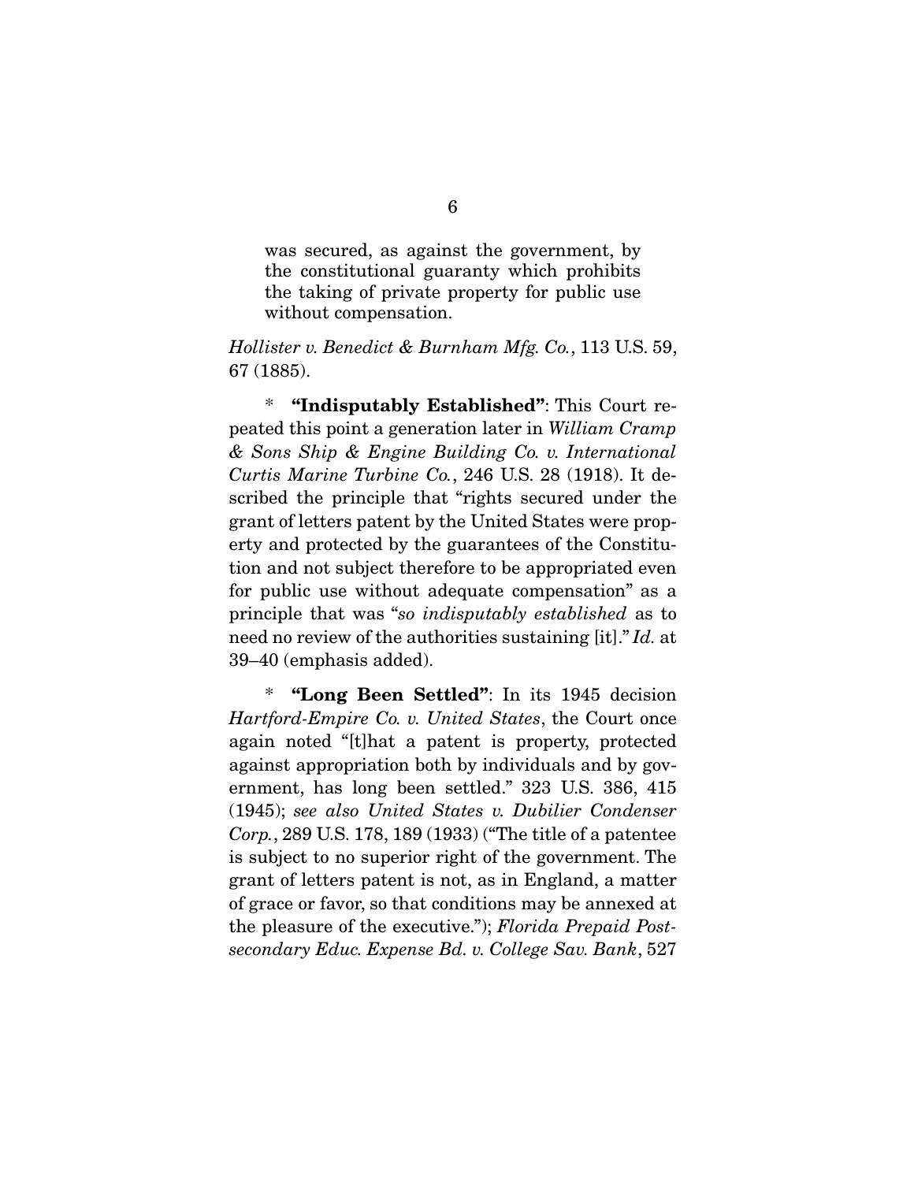> was secured, as against the government, by the constitutional guaranty which prohibits the taking of private property for public use without compensation.

*Hollister v. Benedict & Burnham Mfg. Co.*, 113 U.S. 59, 67 (1885).

\* **"Indisputably Established"**: This Court repeated this point a generation later in *William Cramp & Sons Ship & Engine Building Co. v. International Curtis Marine Turbine Co.*, 246 U.S. 28 (1918). It described the principle that "rights secured under the grant of letters patent by the United States were property and protected by the guarantees of the Constitution and not subject therefore to be appropriated even for public use without adequate compensation" as a principle that was "*so indisputably established* as to need no review of the authorities sustaining [it]." *Id.* at 39–40 (emphasis added).

\* **"Long Been Settled"**: In its 1945 decision *Hartford-Empire Co. v. United States*, the Court once again noted "[t]hat a patent is property, protected against appropriation both by individuals and by government, has long been settled." 323 U.S. 386, 415 (1945); *see also United States v. Dubilier Condenser Corp.*, 289 U.S. 178, 189 (1933) ("The title of a patentee is subject to no superior right of the government. The grant of letters patent is not, as in England, a matter of grace or favor, so that conditions may be annexed at the pleasure of the executive."); *Florida Prepaid Postsecondary Educ. Expense Bd. v. College Sav. Bank*, 527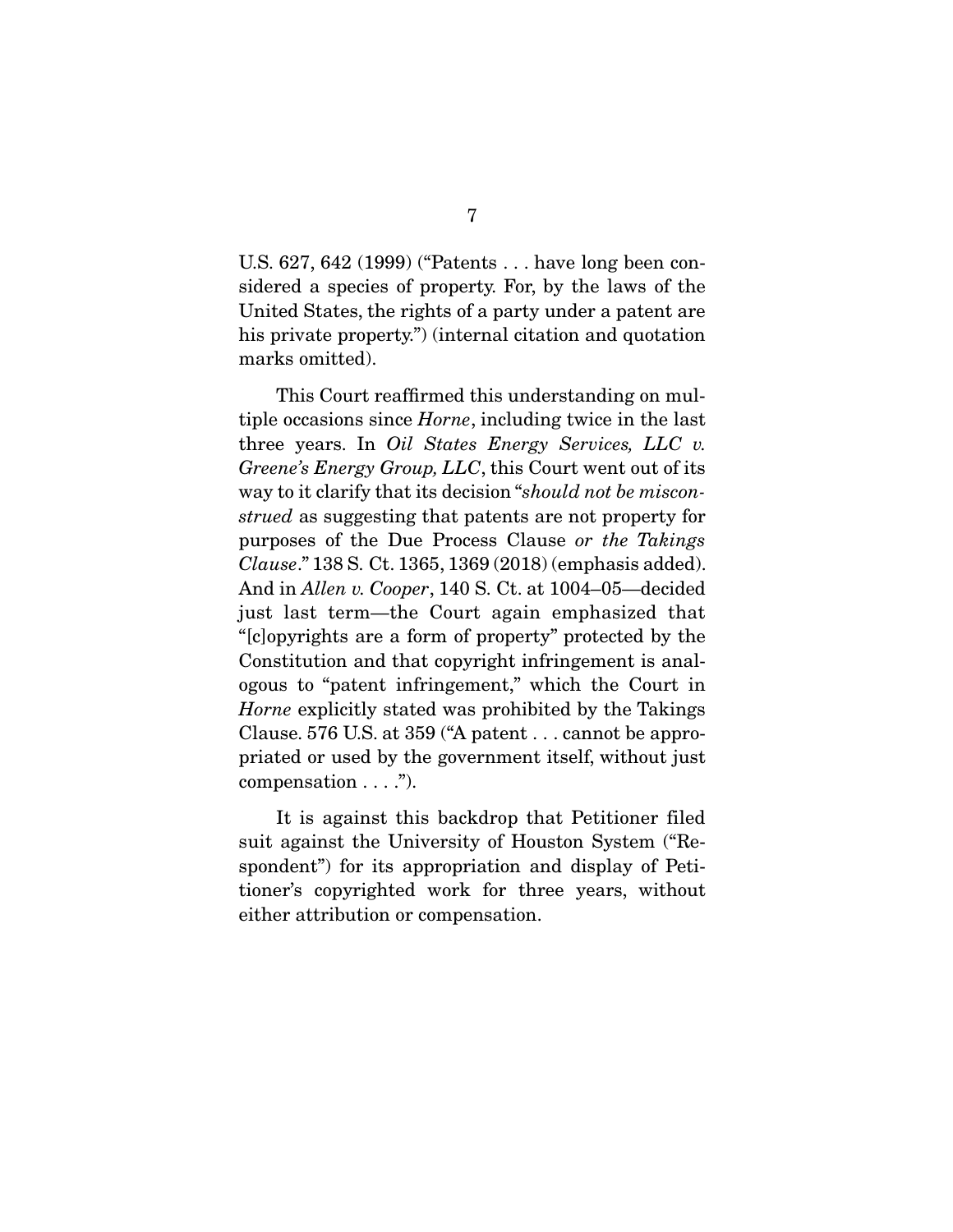U.S. 627, 642 (1999) ("Patents . . . have long been considered a species of property. For, by the laws of the United States, the rights of a party under a patent are his private property.") (internal citation and quotation marks omitted).

This Court reaffirmed this understanding on multiple occasions since *Horne*, including twice in the last three years. In *Oil States Energy Services, LLC v. Greene's Energy Group, LLC*, this Court went out of its way to it clarify that its decision "*should not be misconstrued* as suggesting that patents are not property for purposes of the Due Process Clause *or the Takings Clause*." 138 S. Ct. 1365, 1369 (2018) (emphasis added). And in *Allen v. Cooper*, 140 S. Ct. at 1004–05—decided just last term—the Court again emphasized that "[c]opyrights are a form of property" protected by the Constitution and that copyright infringement is analogous to "patent infringement," which the Court in *Horne* explicitly stated was prohibited by the Takings Clause. 576 U.S. at 359 ("A patent . . . cannot be appropriated or used by the government itself, without just compensation . . . .").

It is against this backdrop that Petitioner filed suit against the University of Houston System ("Respondent") for its appropriation and display of Petitioner's copyrighted work for three years, without either attribution or compensation.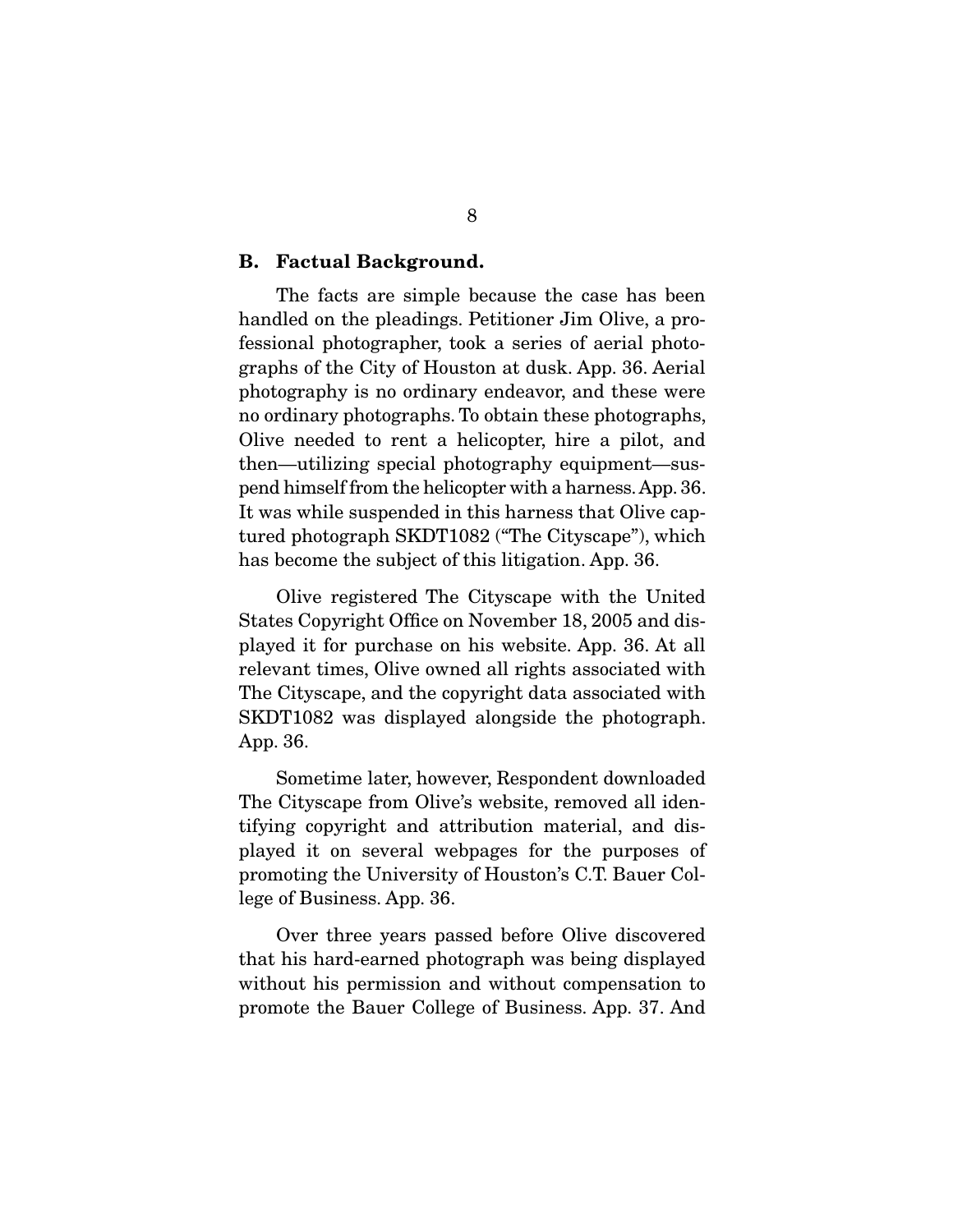### B. Factual Background.

The facts are simple because the case has been handled on the pleadings. Petitioner Jim Olive, a professional photographer, took a series of aerial photographs of the City of Houston at dusk. App. 36. Aerial photography is no ordinary endeavor, and these were no ordinary photographs. To obtain these photographs, Olive needed to rent a helicopter, hire a pilot, and then—utilizing special photography equipment—suspend himself from the helicopter with a harness. App. 36. It was while suspended in this harness that Olive captured photograph SKDT1082 ("The Cityscape"), which has become the subject of this litigation. App. 36.

Olive registered The Cityscape with the United States Copyright Office on November 18, 2005 and displayed it for purchase on his website. App. 36. At all relevant times, Olive owned all rights associated with The Cityscape, and the copyright data associated with SKDT1082 was displayed alongside the photograph. App. 36.

Sometime later, however, Respondent downloaded The Cityscape from Olive's website, removed all identifying copyright and attribution material, and displayed it on several webpages for the purposes of promoting the University of Houston's C.T. Bauer College of Business. App. 36.

Over three years passed before Olive discovered that his hard-earned photograph was being displayed without his permission and without compensation to promote the Bauer College of Business. App. 37. And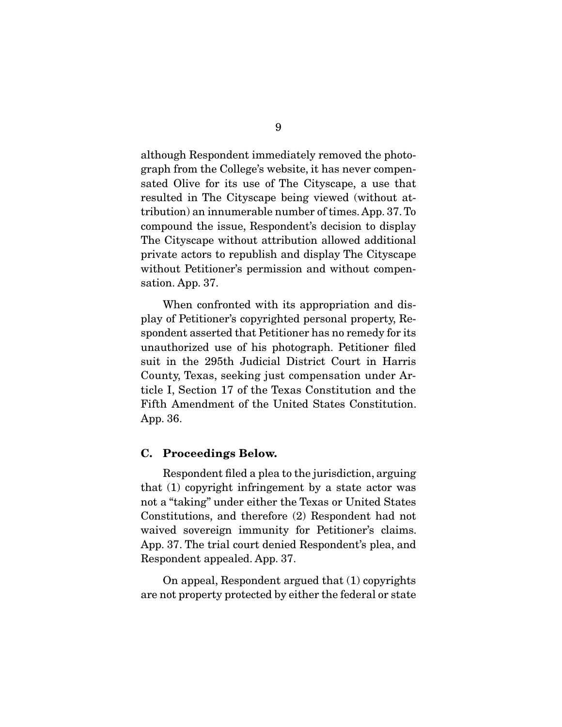although Respondent immediately removed the photograph from the College's website, it has never compensated Olive for its use of The Cityscape, a use that resulted in The Cityscape being viewed (without attribution) an innumerable number of times. App. 37. To compound the issue, Respondent's decision to display The Cityscape without attribution allowed additional private actors to republish and display The Cityscape without Petitioner's permission and without compensation. App. 37.

When confronted with its appropriation and display of Petitioner's copyrighted personal property, Respondent asserted that Petitioner has no remedy for its unauthorized use of his photograph. Petitioner filed suit in the 295th Judicial District Court in Harris County, Texas, seeking just compensation under Article I, Section 17 of the Texas Constitution and the Fifth Amendment of the United States Constitution. App. 36.

### C. Proceedings Below.

Respondent filed a plea to the jurisdiction, arguing that (1) copyright infringement by a state actor was not a "taking" under either the Texas or United States Constitutions, and therefore (2) Respondent had not waived sovereign immunity for Petitioner's claims. App. 37. The trial court denied Respondent's plea, and Respondent appealed. App. 37.

On appeal, Respondent argued that (1) copyrights are not property protected by either the federal or state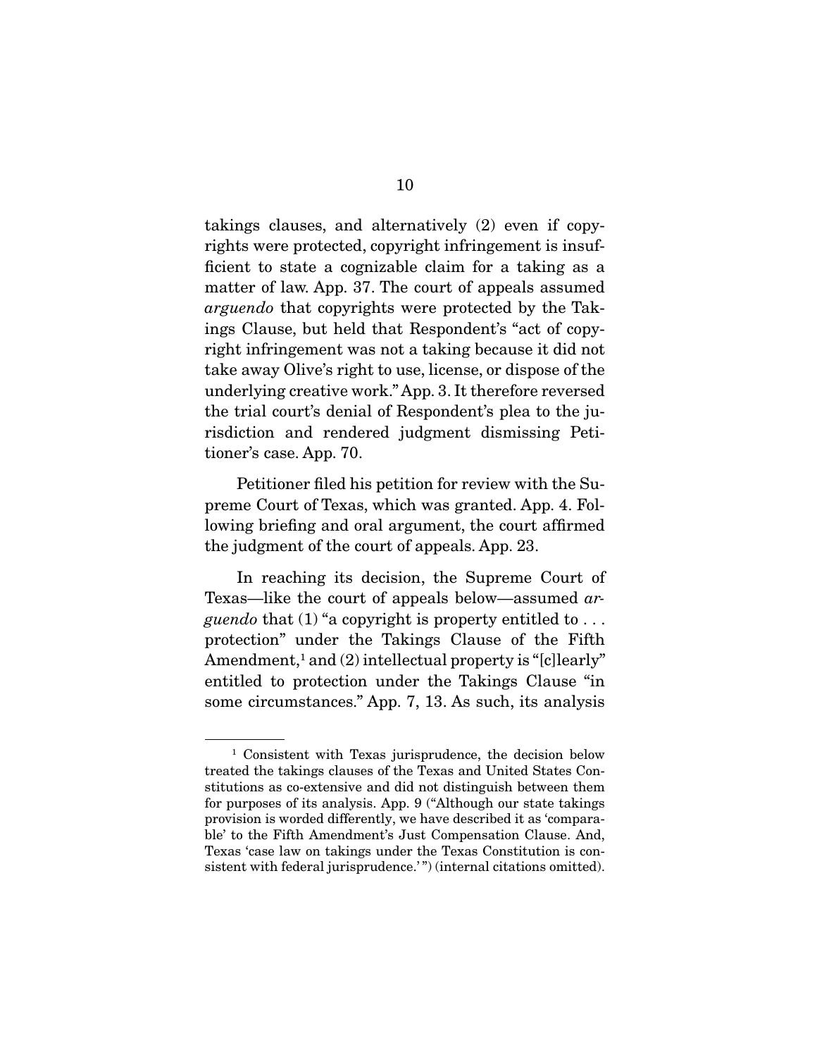takings clauses, and alternatively (2) even if copyrights were protected, copyright infringement is insufficient to state a cognizable claim for a taking as a matter of law. App. 37. The court of appeals assumed *arguendo* that copyrights were protected by the Takings Clause, but held that Respondent's "act of copyright infringement was not a taking because it did not take away Olive's right to use, license, or dispose of the underlying creative work." App. 3. It therefore reversed the trial court's denial of Respondent's plea to the jurisdiction and rendered judgment dismissing Petitioner's case. App. 70.

Petitioner filed his petition for review with the Supreme Court of Texas, which was granted. App. 4. Following briefing and oral argument, the court affirmed the judgment of the court of appeals. App. 23.

In reaching its decision, the Supreme Court of Texas—like the court of appeals below—assumed *arguendo* that (1) "a copyright is property entitled to . . . protection" under the Takings Clause of the Fifth Amendment,[1] and (2) intellectual property is "[c]learly" entitled to protection under the Takings Clause "in some circumstances." App. 7, 13. As such, its analysis

[1] Consistent with Texas jurisprudence, the decision below treated the takings clauses of the Texas and United States Constitutions as co-extensive and did not distinguish between them for purposes of its analysis. App. 9 ("Although our state takings provision is worded differently, we have described it as 'comparable' to the Fifth Amendment's Just Compensation Clause. And, Texas 'case law on takings under the Texas Constitution is consistent with federal jurisprudence.'") (internal citations omitted).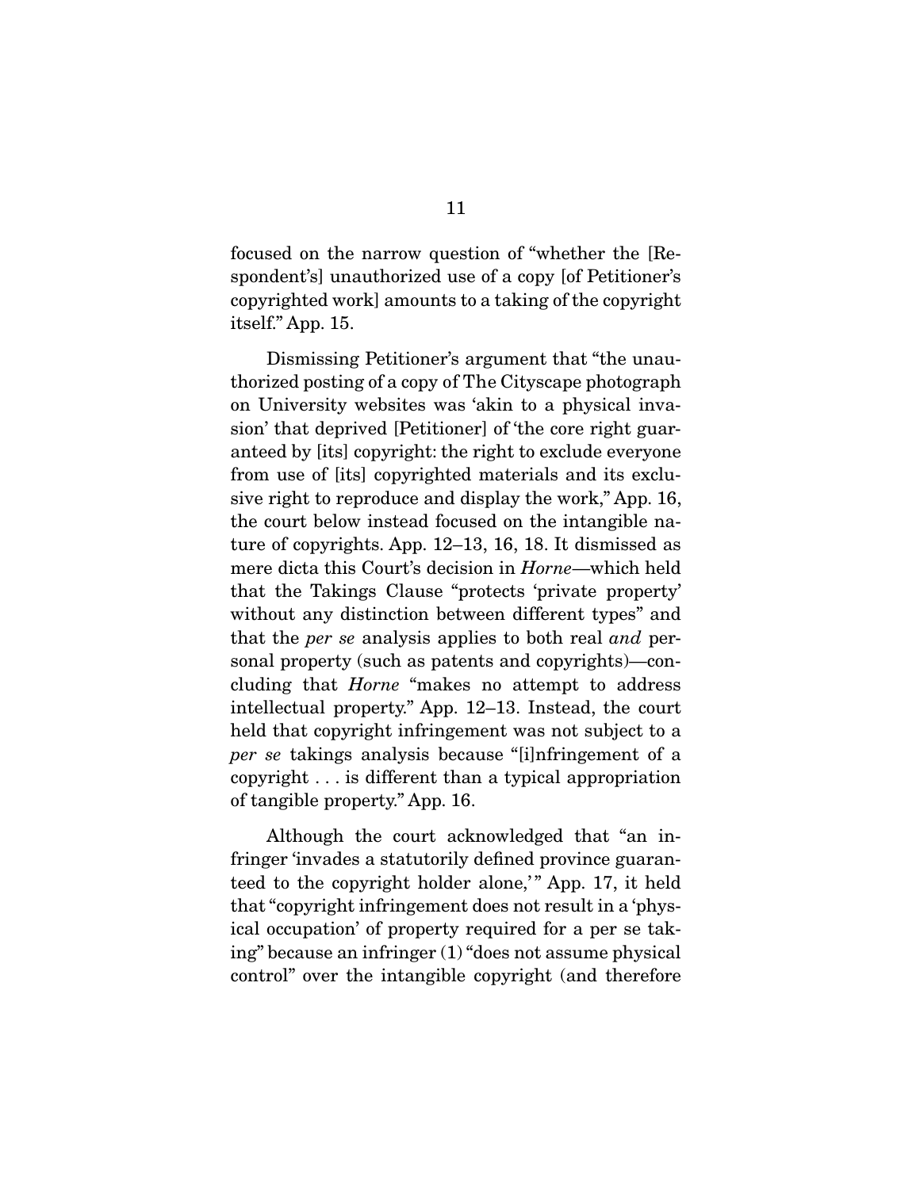focused on the narrow question of "whether the [Respondent's] unauthorized use of a copy [of Petitioner's copyrighted work] amounts to a taking of the copyright itself." App. 15.

Dismissing Petitioner's argument that "the unauthorized posting of a copy of The Cityscape photograph on University websites was 'akin to a physical invasion' that deprived [Petitioner] of 'the core right guaranteed by [its] copyright: the right to exclude everyone from use of [its] copyrighted materials and its exclusive right to reproduce and display the work," App. 16, the court below instead focused on the intangible nature of copyrights. App. 12–13, 16, 18. It dismissed as mere dicta this Court's decision in *Horne*—which held that the Takings Clause "protects 'private property' without any distinction between different types" and that the *per se* analysis applies to both real *and* personal property (such as patents and copyrights)—concluding that *Horne* "makes no attempt to address intellectual property." App. 12–13. Instead, the court held that copyright infringement was not subject to a *per se* takings analysis because "[i]nfringement of a copyright . . . is different than a typical appropriation of tangible property." App. 16.

Although the court acknowledged that "an infringer 'invades a statutorily defined province guaranteed to the copyright holder alone,'" App. 17, it held that "copyright infringement does not result in a 'physical occupation' of property required for a per se taking" because an infringer (1) "does not assume physical control" over the intangible copyright (and therefore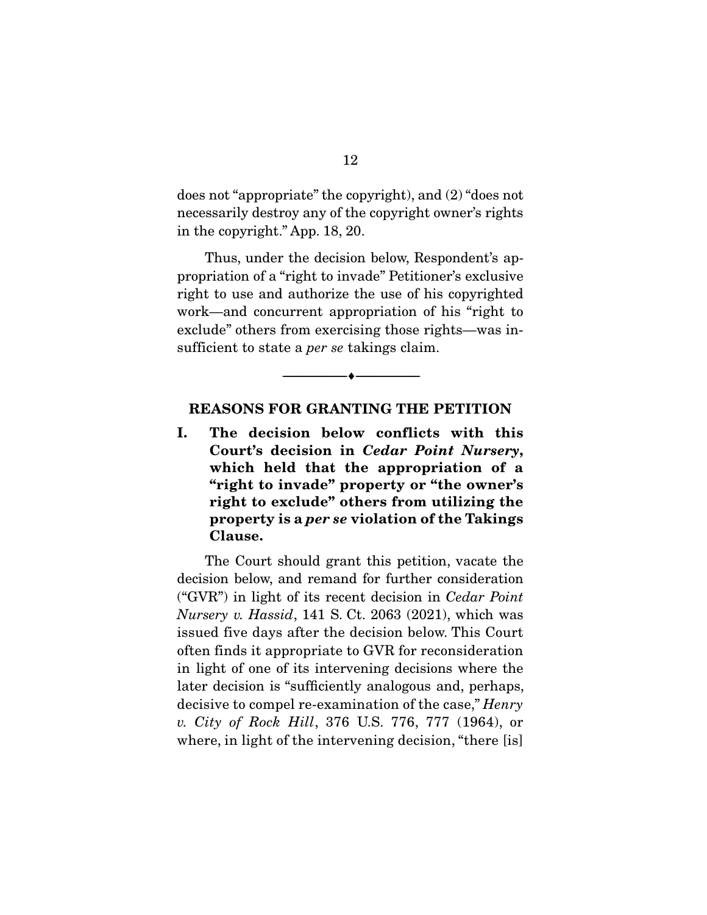does not "appropriate" the copyright), and (2) "does not necessarily destroy any of the copyright owner's rights in the copyright." App. 18, 20.

Thus, under the decision below, Respondent's appropriation of a "right to invade" Petitioner's exclusive right to use and authorize the use of his copyrighted work—and concurrent appropriation of his "right to exclude" others from exercising those rights—was insufficient to state a *per se* takings claim.

---

## REASONS FOR GRANTING THE PETITION

### I. The decision below conflicts with this Court's decision in *Cedar Point Nursery*, which held that the appropriation of a "right to invade" property or "the owner's right to exclude" others from utilizing the property is a *per se* violation of the Takings Clause.

The Court should grant this petition, vacate the decision below, and remand for further consideration ("GVR") in light of its recent decision in *Cedar Point Nursery v. Hassid*, 141 S. Ct. 2063 (2021), which was issued five days after the decision below. This Court often finds it appropriate to GVR for reconsideration in light of one of its intervening decisions where the later decision is "sufficiently analogous and, perhaps, decisive to compel re-examination of the case," *Henry v. City of Rock Hill*, 376 U.S. 776, 777 (1964), or where, in light of the intervening decision, "there [is]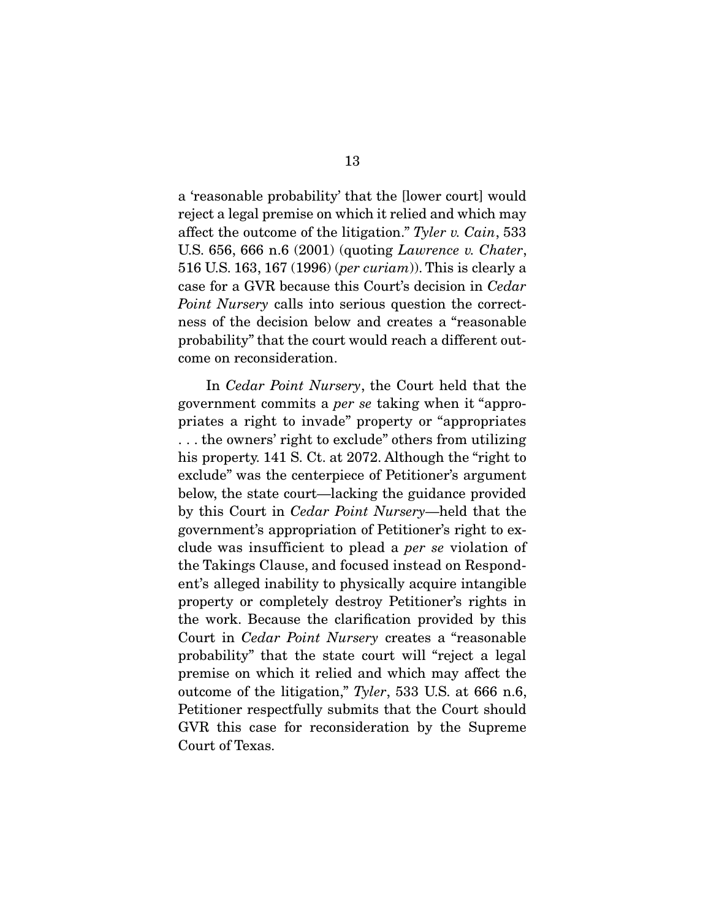a 'reasonable probability' that the [lower court] would reject a legal premise on which it relied and which may affect the outcome of the litigation." *Tyler v. Cain*, 533 U.S. 656, 666 n.6 (2001) (quoting *Lawrence v. Chater*, 516 U.S. 163, 167 (1996) (*per curiam*)). This is clearly a case for a GVR because this Court's decision in *Cedar Point Nursery* calls into serious question the correctness of the decision below and creates a "reasonable probability" that the court would reach a different outcome on reconsideration.

In *Cedar Point Nursery*, the Court held that the government commits a *per se* taking when it "appropriates a right to invade" property or "appropriates . . . the owners' right to exclude" others from utilizing his property. 141 S. Ct. at 2072. Although the "right to exclude" was the centerpiece of Petitioner's argument below, the state court—lacking the guidance provided by this Court in *Cedar Point Nursery*—held that the government's appropriation of Petitioner's right to exclude was insufficient to plead a *per se* violation of the Takings Clause, and focused instead on Respondent's alleged inability to physically acquire intangible property or completely destroy Petitioner's rights in the work. Because the clarification provided by this Court in *Cedar Point Nursery* creates a "reasonable probability" that the state court will "reject a legal premise on which it relied and which may affect the outcome of the litigation," *Tyler*, 533 U.S. at 666 n.6, Petitioner respectfully submits that the Court should GVR this case for reconsideration by the Supreme Court of Texas.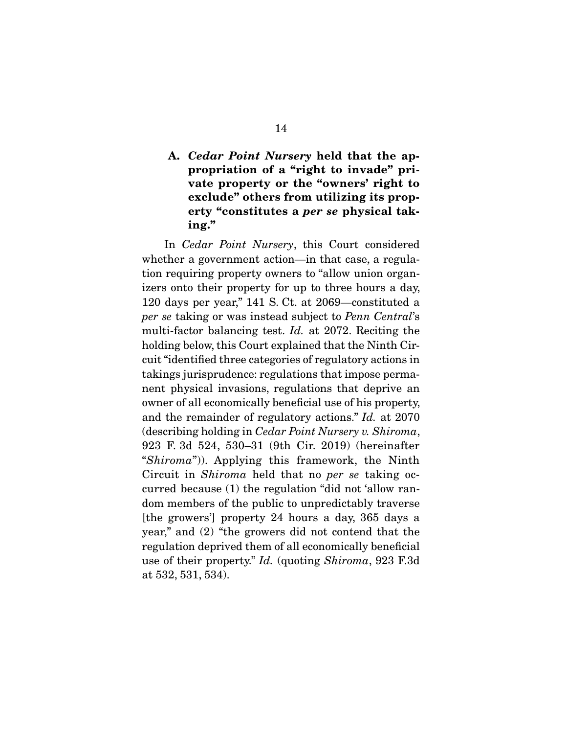### A. *Cedar Point Nursery* held that the appropriation of a "right to invade" private property or the "owners' right to exclude" others from utilizing its property "constitutes a *per se* physical taking."

In *Cedar Point Nursery*, this Court considered whether a government action—in that case, a regulation requiring property owners to "allow union organizers onto their property for up to three hours a day, 120 days per year," 141 S. Ct. at 2069—constituted a *per se* taking or was instead subject to *Penn Central*'s multi-factor balancing test. *Id.* at 2072. Reciting the holding below, this Court explained that the Ninth Circuit "identified three categories of regulatory actions in takings jurisprudence: regulations that impose permanent physical invasions, regulations that deprive an owner of all economically beneficial use of his property, and the remainder of regulatory actions." *Id.* at 2070 (describing holding in *Cedar Point Nursery v. Shiroma*, 923 F. 3d 524, 530–31 (9th Cir. 2019) (hereinafter "*Shiroma*")). Applying this framework, the Ninth Circuit in *Shiroma* held that no *per se* taking occurred because (1) the regulation "did not 'allow random members of the public to unpredictably traverse [the growers'] property 24 hours a day, 365 days a year," and (2) "the growers did not contend that the regulation deprived them of all economically beneficial use of their property." *Id.* (quoting *Shiroma*, 923 F.3d at 532, 531, 534).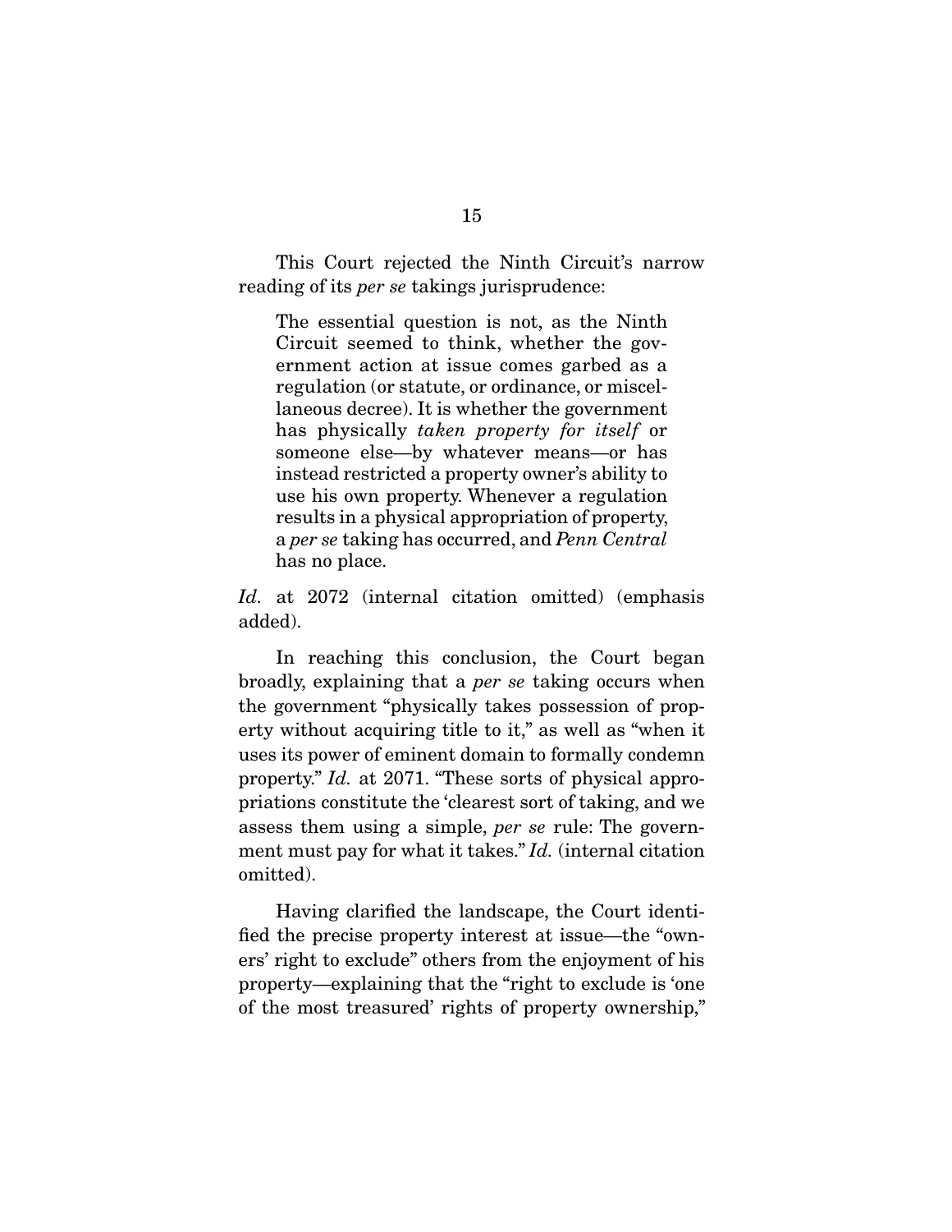This Court rejected the Ninth Circuit's narrow reading of its *per se* takings jurisprudence:

> The essential question is not, as the Ninth Circuit seemed to think, whether the government action at issue comes garbed as a regulation (or statute, or ordinance, or miscellaneous decree). It is whether the government has physically *taken property for itself* or someone else—by whatever means—or has instead restricted a property owner's ability to use his own property. Whenever a regulation results in a physical appropriation of property, a *per se* taking has occurred, and *Penn Central* has no place.

*Id.* at 2072 (internal citation omitted) (emphasis added).

In reaching this conclusion, the Court began broadly, explaining that a *per se* taking occurs when the government "physically takes possession of property without acquiring title to it," as well as "when it uses its power of eminent domain to formally condemn property." *Id.* at 2071. "These sorts of physical appropriations constitute the 'clearest sort of taking, and we assess them using a simple, *per se* rule: The government must pay for what it takes." *Id.* (internal citation omitted).

Having clarified the landscape, the Court identified the precise property interest at issue—the "owners' right to exclude" others from the enjoyment of his property—explaining that the "right to exclude is 'one of the most treasured' rights of property ownership,"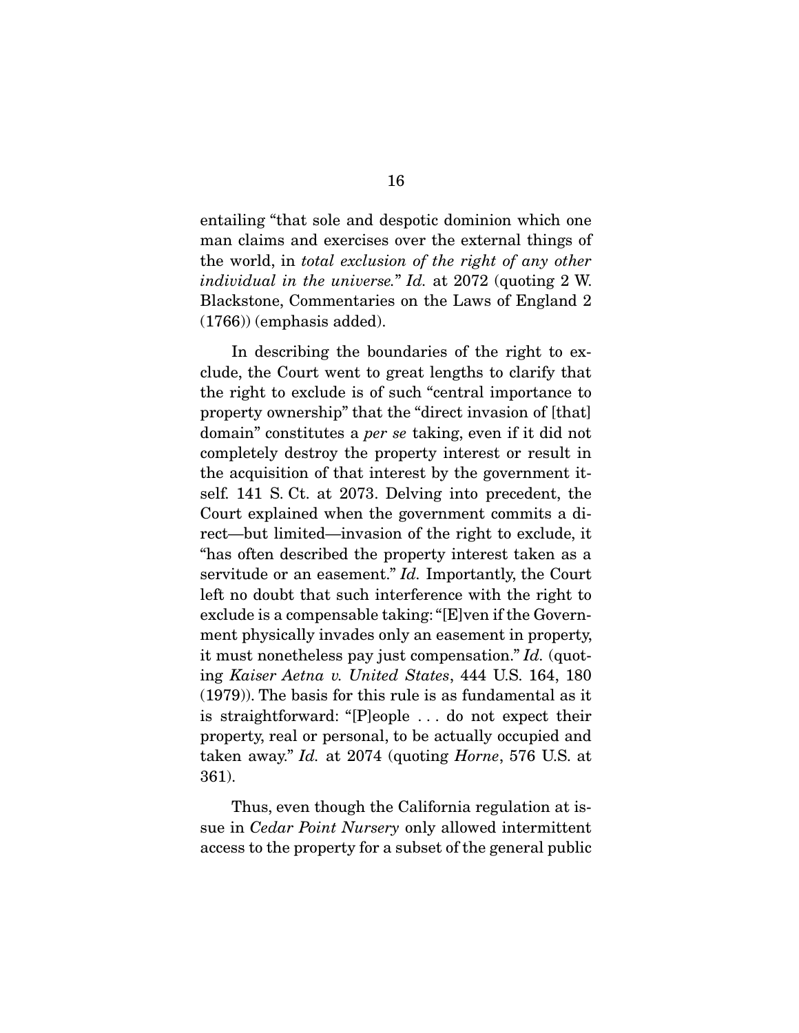entailing "that sole and despotic dominion which one man claims and exercises over the external things of the world, in *total exclusion of the right of any other individual in the universe.*" *Id.* at 2072 (quoting 2 W. Blackstone, Commentaries on the Laws of England 2 (1766)) (emphasis added).

In describing the boundaries of the right to exclude, the Court went to great lengths to clarify that the right to exclude is of such "central importance to property ownership" that the "direct invasion of [that] domain" constitutes a *per se* taking, even if it did not completely destroy the property interest or result in the acquisition of that interest by the government itself. 141 S. Ct. at 2073. Delving into precedent, the Court explained when the government commits a direct—but limited—invasion of the right to exclude, it "has often described the property interest taken as a servitude or an easement." *Id.* Importantly, the Court left no doubt that such interference with the right to exclude is a compensable taking: "[E]ven if the Government physically invades only an easement in property, it must nonetheless pay just compensation." *Id.* (quoting *Kaiser Aetna v. United States*, 444 U.S. 164, 180 (1979)). The basis for this rule is as fundamental as it is straightforward: "[P]eople . . . do not expect their property, real or personal, to be actually occupied and taken away." *Id.* at 2074 (quoting *Horne*, 576 U.S. at 361).

Thus, even though the California regulation at issue in *Cedar Point Nursery* only allowed intermittent access to the property for a subset of the general public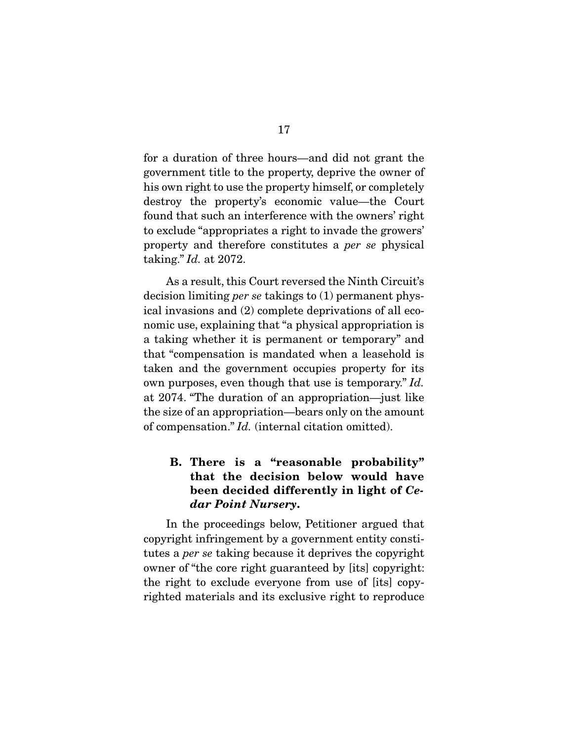for a duration of three hours—and did not grant the government title to the property, deprive the owner of his own right to use the property himself, or completely destroy the property's economic value—the Court found that such an interference with the owners' right to exclude "appropriates a right to invade the growers' property and therefore constitutes a *per se* physical taking." *Id.* at 2072.

As a result, this Court reversed the Ninth Circuit's decision limiting *per se* takings to (1) permanent physical invasions and (2) complete deprivations of all economic use, explaining that "a physical appropriation is a taking whether it is permanent or temporary" and that "compensation is mandated when a leasehold is taken and the government occupies property for its own purposes, even though that use is temporary." *Id.* at 2074. "The duration of an appropriation—just like the size of an appropriation—bears only on the amount of compensation." *Id.* (internal citation omitted).

### B. There is a "reasonable probability" that the decision below would have been decided differently in light of *Cedar Point Nursery*.

In the proceedings below, Petitioner argued that copyright infringement by a government entity constitutes a *per se* taking because it deprives the copyright owner of "the core right guaranteed by [its] copyright: the right to exclude everyone from use of [its] copyrighted materials and its exclusive right to reproduce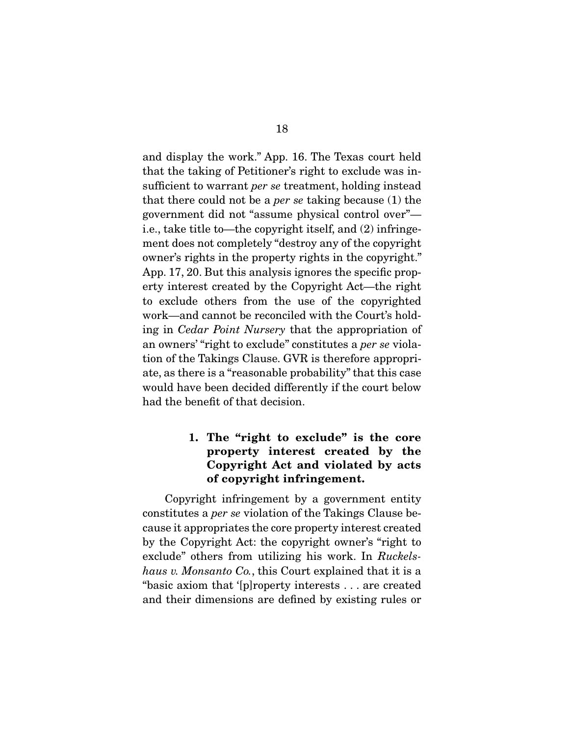and display the work." App. 16. The Texas court held that the taking of Petitioner's right to exclude was insufficient to warrant *per se* treatment, holding instead that there could not be a *per se* taking because (1) the government did not "assume physical control over"—i.e., take title to—the copyright itself, and (2) infringement does not completely "destroy any of the copyright owner's rights in the property rights in the copyright." App. 17, 20. But this analysis ignores the specific property interest created by the Copyright Act—the right to exclude others from the use of the copyrighted work—and cannot be reconciled with the Court's holding in *Cedar Point Nursery* that the appropriation of an owners' "right to exclude" constitutes a *per se* violation of the Takings Clause. GVR is therefore appropriate, as there is a "reasonable probability" that this case would have been decided differently if the court below had the benefit of that decision.

**1. The "right to exclude" is the core property interest created by the Copyright Act and violated by acts of copyright infringement.**

Copyright infringement by a government entity constitutes a *per se* violation of the Takings Clause because it appropriates the core property interest created by the Copyright Act: the copyright owner's "right to exclude" others from utilizing his work. In *Ruckelshaus v. Monsanto Co.*, this Court explained that it is a "basic axiom that '[p]roperty interests . . . are created and their dimensions are defined by existing rules or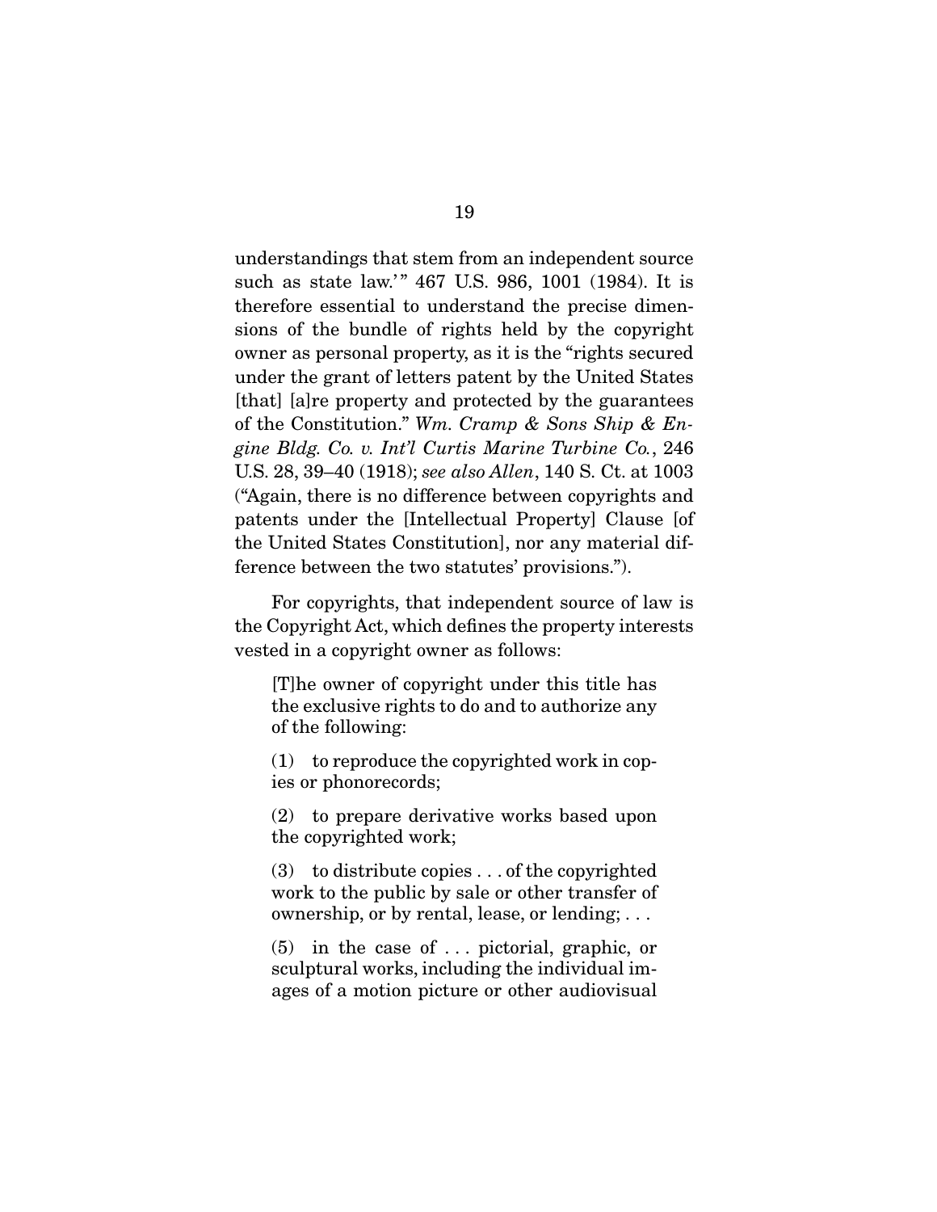understandings that stem from an independent source such as state law.'" 467 U.S. 986, 1001 (1984). It is therefore essential to understand the precise dimensions of the bundle of rights held by the copyright owner as personal property, as it is the "rights secured under the grant of letters patent by the United States [that] [a]re property and protected by the guarantees of the Constitution." *Wm. Cramp & Sons Ship & Engine Bldg. Co. v. Int'l Curtis Marine Turbine Co.*, 246 U.S. 28, 39–40 (1918); *see also Allen*, 140 S. Ct. at 1003 ("Again, there is no difference between copyrights and patents under the [Intellectual Property] Clause [of the United States Constitution], nor any material difference between the two statutes' provisions.").

For copyrights, that independent source of law is the Copyright Act, which defines the property interests vested in a copyright owner as follows:

> [T]he owner of copyright under this title has the exclusive rights to do and to authorize any of the following:
>
> (1) to reproduce the copyrighted work in copies or phonorecords;
>
> (2) to prepare derivative works based upon the copyrighted work;
>
> (3) to distribute copies . . . of the copyrighted work to the public by sale or other transfer of ownership, or by rental, lease, or lending; . . .
>
> (5) in the case of . . . pictorial, graphic, or sculptural works, including the individual images of a motion picture or other audiovisual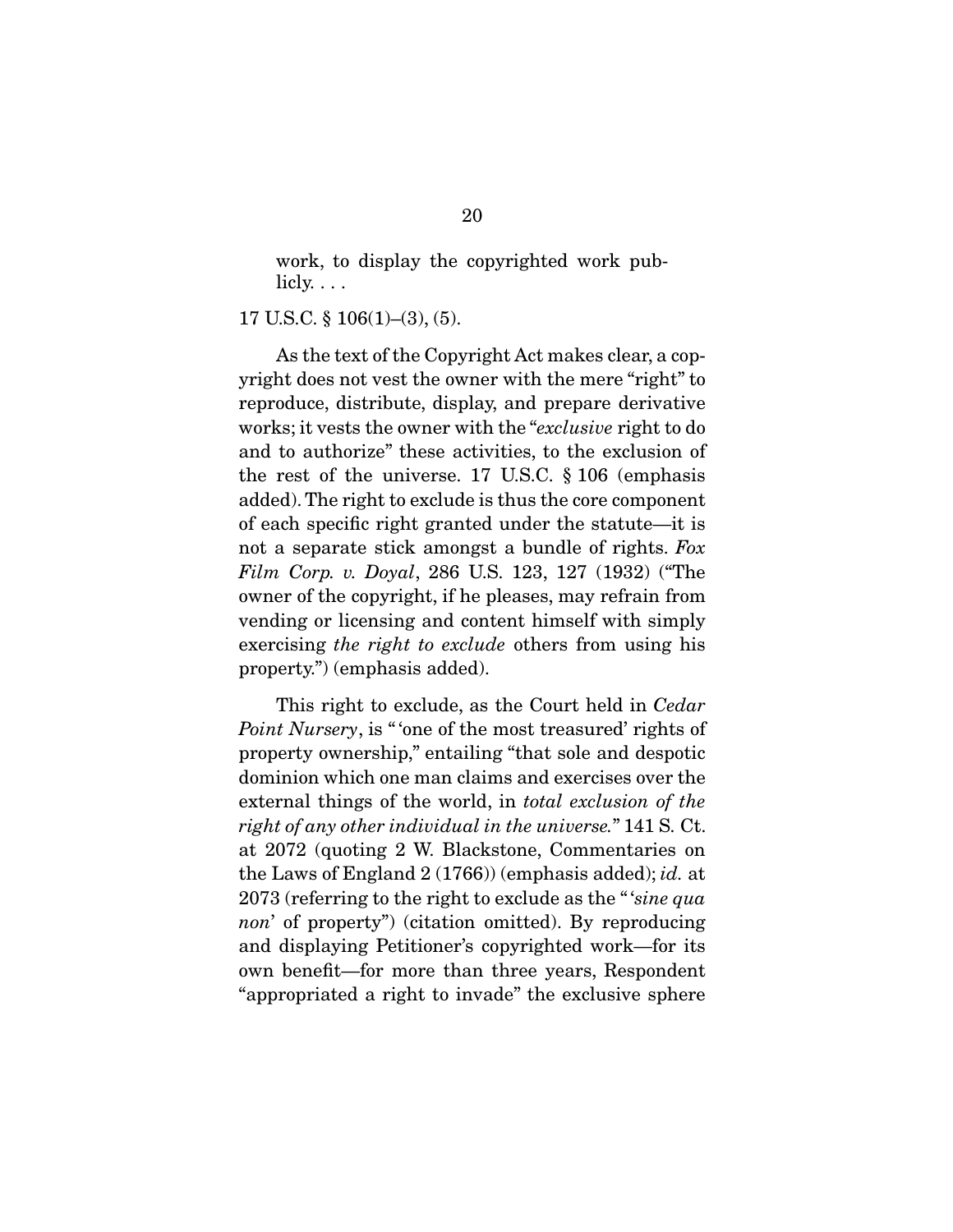> work, to display the copyrighted work publicly. . . .

17 U.S.C. § 106(1)–(3), (5).

As the text of the Copyright Act makes clear, a copyright does not vest the owner with the mere "right" to reproduce, distribute, display, and prepare derivative works; it vests the owner with the "*exclusive* right to do and to authorize" these activities, to the exclusion of the rest of the universe. 17 U.S.C. § 106 (emphasis added). The right to exclude is thus the core component of each specific right granted under the statute—it is not a separate stick amongst a bundle of rights. *Fox Film Corp. v. Doyal*, 286 U.S. 123, 127 (1932) ("The owner of the copyright, if he pleases, may refrain from vending or licensing and content himself with simply exercising *the right to exclude* others from using his property.") (emphasis added).

This right to exclude, as the Court held in *Cedar Point Nursery*, is " 'one of the most treasured' rights of property ownership," entailing "that sole and despotic dominion which one man claims and exercises over the external things of the world, in *total exclusion of the right of any other individual in the universe.*" 141 S. Ct. at 2072 (quoting 2 W. Blackstone, Commentaries on the Laws of England 2 (1766)) (emphasis added); *id.* at 2073 (referring to the right to exclude as the " '*sine qua non*' of property") (citation omitted). By reproducing and displaying Petitioner's copyrighted work—for its own benefit—for more than three years, Respondent "appropriated a right to invade" the exclusive sphere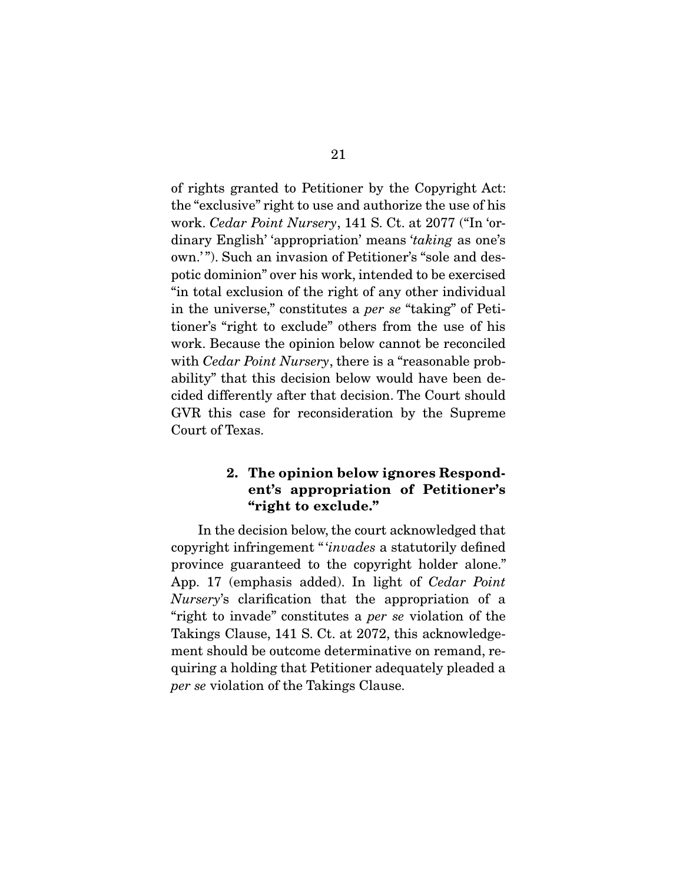of rights granted to Petitioner by the Copyright Act: the "exclusive" right to use and authorize the use of his work. *Cedar Point Nursery*, 141 S. Ct. at 2077 ("In 'ordinary English' 'appropriation' means '*taking* as one's own.' "). Such an invasion of Petitioner's "sole and despotic dominion" over his work, intended to be exercised "in total exclusion of the right of any other individual in the universe," constitutes a *per se* "taking" of Petitioner's "right to exclude" others from the use of his work. Because the opinion below cannot be reconciled with *Cedar Point Nursery*, there is a "reasonable probability" that this decision below would have been decided differently after that decision. The Court should GVR this case for reconsideration by the Supreme Court of Texas.

#### 2. The opinion below ignores Respondent's appropriation of Petitioner's "right to exclude."

In the decision below, the court acknowledged that copyright infringement " '*invades* a statutorily defined province guaranteed to the copyright holder alone." App. 17 (emphasis added). In light of *Cedar Point Nursery*'s clarification that the appropriation of a "right to invade" constitutes a *per se* violation of the Takings Clause, 141 S. Ct. at 2072, this acknowledgement should be outcome determinative on remand, requiring a holding that Petitioner adequately pleaded a *per se* violation of the Takings Clause.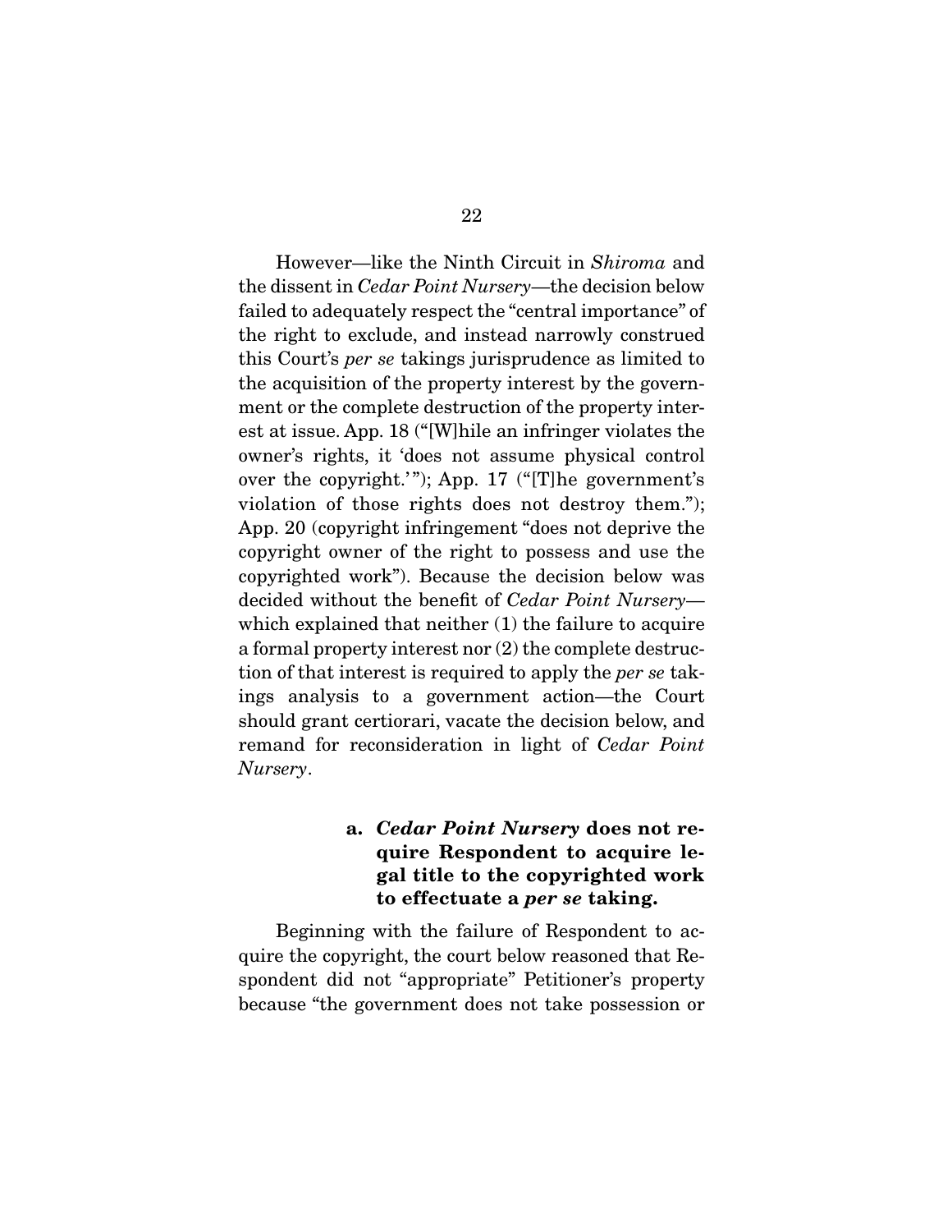However—like the Ninth Circuit in *Shiroma* and the dissent in *Cedar Point Nursery*—the decision below failed to adequately respect the "central importance" of the right to exclude, and instead narrowly construed this Court's *per se* takings jurisprudence as limited to the acquisition of the property interest by the government or the complete destruction of the property interest at issue. App. 18 ("[W]hile an infringer violates the owner's rights, it 'does not assume physical control over the copyright.'"); App. 17 ("[T]he government's violation of those rights does not destroy them."); App. 20 (copyright infringement "does not deprive the copyright owner of the right to possess and use the copyrighted work"). Because the decision below was decided without the benefit of *Cedar Point Nursery*—which explained that neither (1) the failure to acquire a formal property interest nor (2) the complete destruction of that interest is required to apply the *per se* takings analysis to a government action—the Court should grant certiorari, vacate the decision below, and remand for reconsideration in light of *Cedar Point Nursery*.

#### a. *Cedar Point Nursery* does not require Respondent to acquire legal title to the copyrighted work to effectuate a *per se* taking.

Beginning with the failure of Respondent to acquire the copyright, the court below reasoned that Respondent did not "appropriate" Petitioner's property because "the government does not take possession or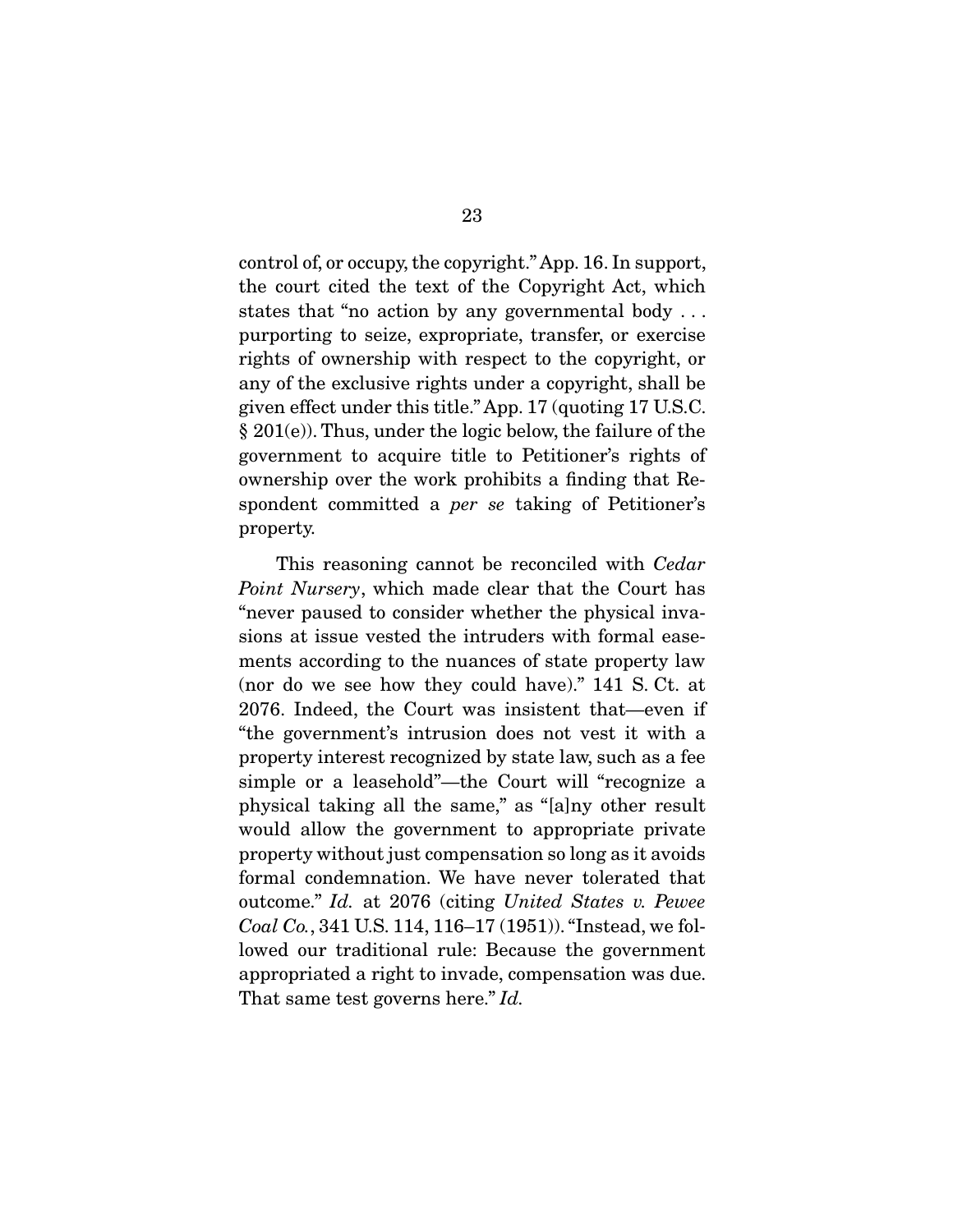control of, or occupy, the copyright." App. 16. In support, the court cited the text of the Copyright Act, which states that "no action by any governmental body . . . purporting to seize, expropriate, transfer, or exercise rights of ownership with respect to the copyright, or any of the exclusive rights under a copyright, shall be given effect under this title." App. 17 (quoting 17 U.S.C. § 201(e)). Thus, under the logic below, the failure of the government to acquire title to Petitioner's rights of ownership over the work prohibits a finding that Respondent committed a *per se* taking of Petitioner's property.

This reasoning cannot be reconciled with *Cedar Point Nursery*, which made clear that the Court has "never paused to consider whether the physical invasions at issue vested the intruders with formal easements according to the nuances of state property law (nor do we see how they could have)." 141 S. Ct. at 2076. Indeed, the Court was insistent that—even if "the government's intrusion does not vest it with a property interest recognized by state law, such as a fee simple or a leasehold"—the Court will "recognize a physical taking all the same," as "[a]ny other result would allow the government to appropriate private property without just compensation so long as it avoids formal condemnation. We have never tolerated that outcome." *Id.* at 2076 (citing *United States v. Pewee Coal Co.*, 341 U.S. 114, 116–17 (1951)). "Instead, we followed our traditional rule: Because the government appropriated a right to invade, compensation was due. That same test governs here." *Id.*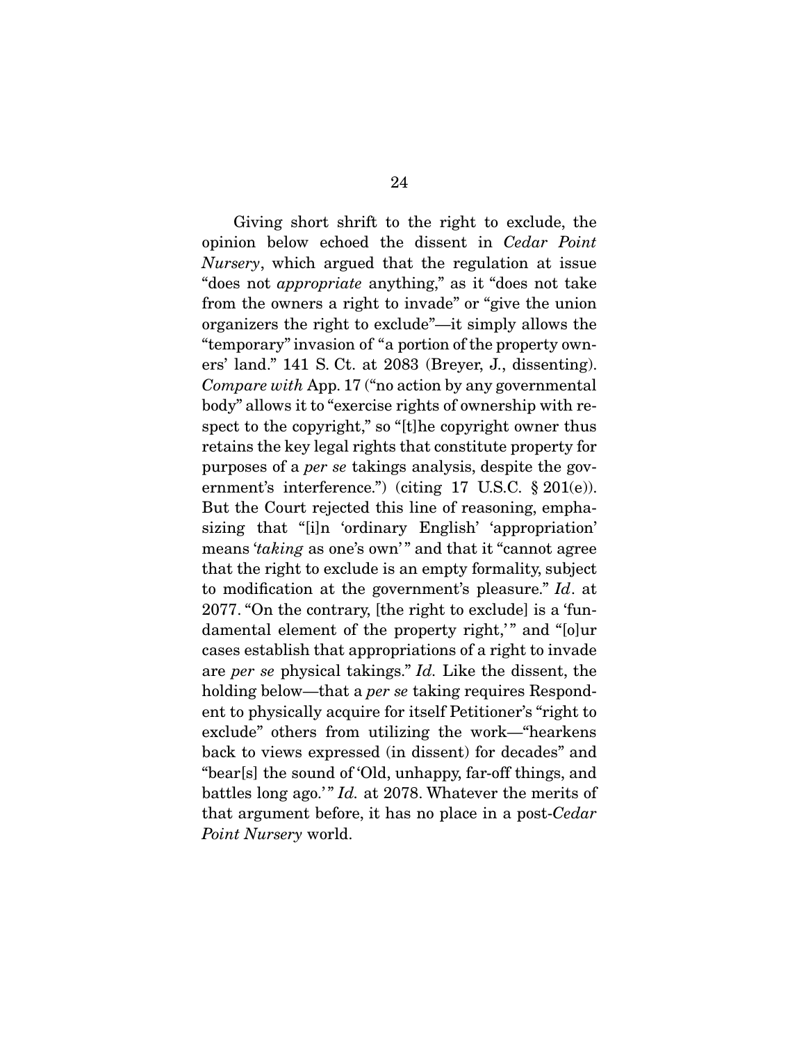Giving short shrift to the right to exclude, the opinion below echoed the dissent in *Cedar Point Nursery*, which argued that the regulation at issue "does not *appropriate* anything," as it "does not take from the owners a right to invade" or "give the union organizers the right to exclude"—it simply allows the "temporary" invasion of "a portion of the property owners' land." 141 S. Ct. at 2083 (Breyer, J., dissenting). *Compare with* App. 17 ("no action by any governmental body" allows it to "exercise rights of ownership with respect to the copyright," so "[t]he copyright owner thus retains the key legal rights that constitute property for purposes of a *per se* takings analysis, despite the government's interference.") (citing 17 U.S.C. § 201(e)). But the Court rejected this line of reasoning, emphasizing that "[i]n 'ordinary English' 'appropriation' means '*taking* as one's own'" and that it "cannot agree that the right to exclude is an empty formality, subject to modification at the government's pleasure." *Id*. at 2077. "On the contrary, [the right to exclude] is a 'fundamental element of the property right,'" and "[o]ur cases establish that appropriations of a right to invade are *per se* physical takings." *Id.* Like the dissent, the holding below—that a *per se* taking requires Respondent to physically acquire for itself Petitioner's "right to exclude" others from utilizing the work—"hearkens back to views expressed (in dissent) for decades" and "bear[s] the sound of 'Old, unhappy, far-off things, and battles long ago.'" *Id.* at 2078. Whatever the merits of that argument before, it has no place in a post-*Cedar Point Nursery* world.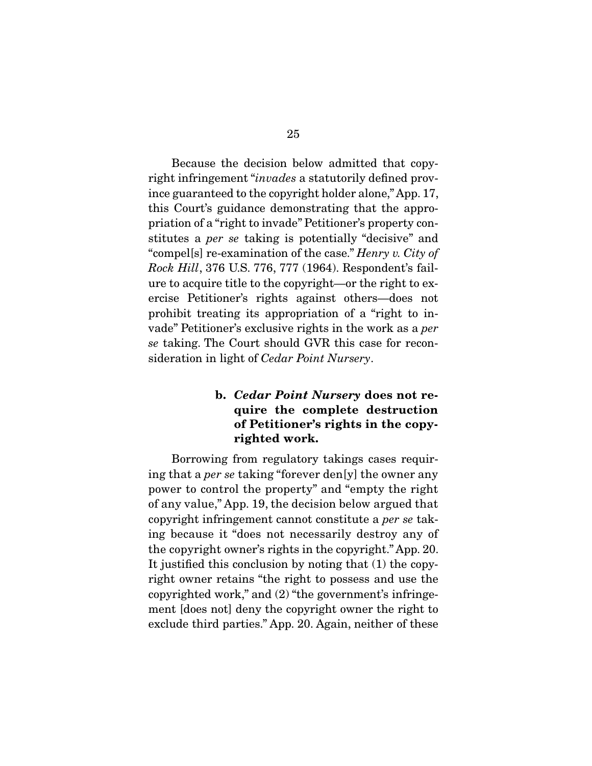Because the decision below admitted that copyright infringement "*invades* a statutorily defined province guaranteed to the copyright holder alone," App. 17, this Court's guidance demonstrating that the appropriation of a "right to invade" Petitioner's property constitutes a *per se* taking is potentially "decisive" and "compel[s] re-examination of the case." *Henry v. City of Rock Hill*, 376 U.S. 776, 777 (1964). Respondent's failure to acquire title to the copyright—or the right to exercise Petitioner's rights against others—does not prohibit treating its appropriation of a "right to invade" Petitioner's exclusive rights in the work as a *per se* taking. The Court should GVR this case for reconsideration in light of *Cedar Point Nursery*.

#### b. *Cedar Point Nursery* does not require the complete destruction of Petitioner's rights in the copyrighted work.

Borrowing from regulatory takings cases requiring that a *per se* taking "forever den[y] the owner any power to control the property" and "empty the right of any value," App. 19, the decision below argued that copyright infringement cannot constitute a *per se* taking because it "does not necessarily destroy any of the copyright owner's rights in the copyright." App. 20. It justified this conclusion by noting that (1) the copyright owner retains "the right to possess and use the copyrighted work," and (2) "the government's infringement [does not] deny the copyright owner the right to exclude third parties." App. 20. Again, neither of these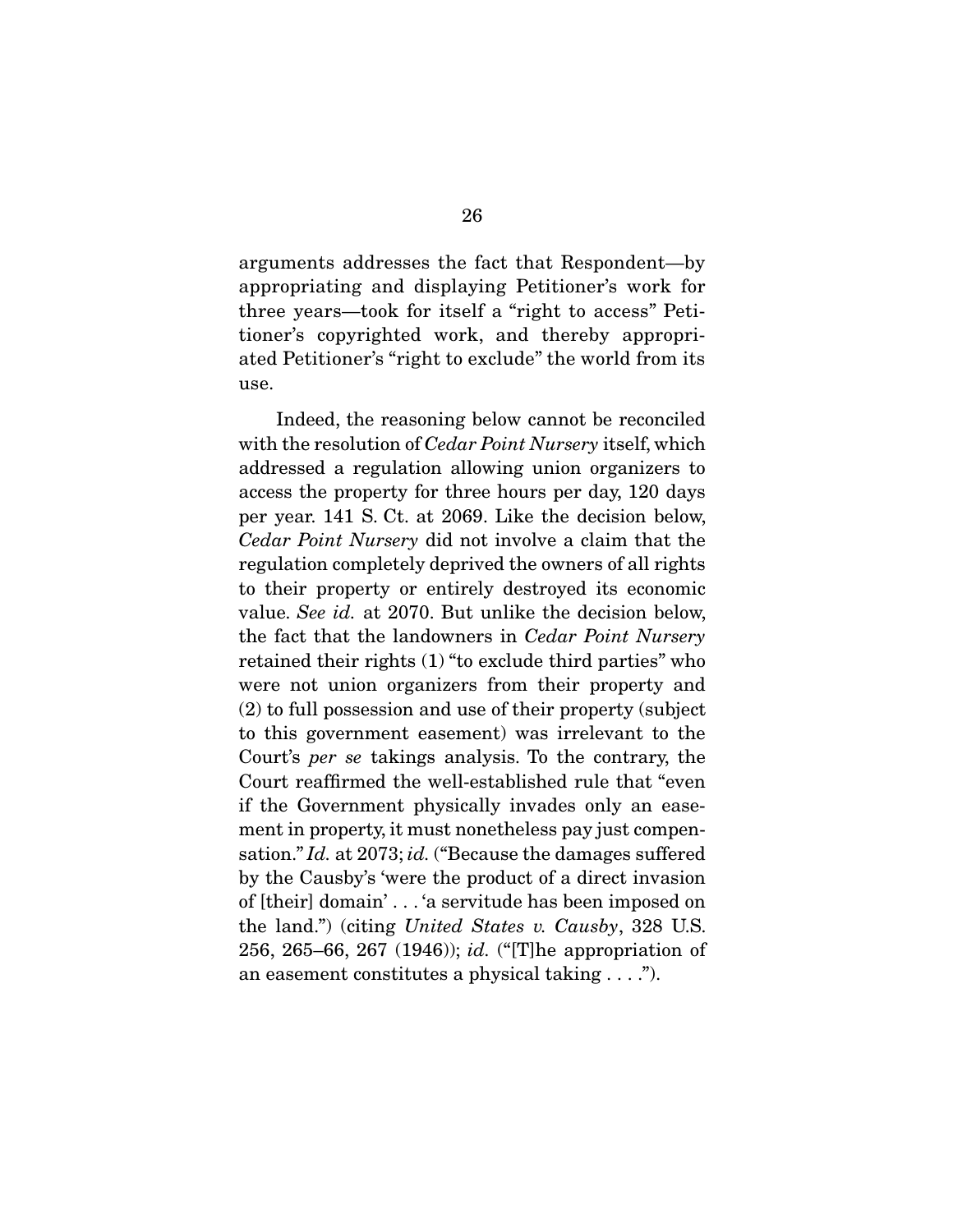arguments addresses the fact that Respondent—by appropriating and displaying Petitioner's work for three years—took for itself a "right to access" Petitioner's copyrighted work, and thereby appropriated Petitioner's "right to exclude" the world from its use.

Indeed, the reasoning below cannot be reconciled with the resolution of *Cedar Point Nursery* itself, which addressed a regulation allowing union organizers to access the property for three hours per day, 120 days per year. 141 S. Ct. at 2069. Like the decision below, *Cedar Point Nursery* did not involve a claim that the regulation completely deprived the owners of all rights to their property or entirely destroyed its economic value. *See id.* at 2070. But unlike the decision below, the fact that the landowners in *Cedar Point Nursery* retained their rights (1) "to exclude third parties" who were not union organizers from their property and (2) to full possession and use of their property (subject to this government easement) was irrelevant to the Court's *per se* takings analysis. To the contrary, the Court reaffirmed the well-established rule that "even if the Government physically invades only an easement in property, it must nonetheless pay just compensation." *Id.* at 2073; *id.* ("Because the damages suffered by the Causby's 'were the product of a direct invasion of [their] domain' . . . 'a servitude has been imposed on the land.") (citing *United States v. Causby*, 328 U.S. 256, 265–66, 267 (1946)); *id.* ("[T]he appropriation of an easement constitutes a physical taking . . . .").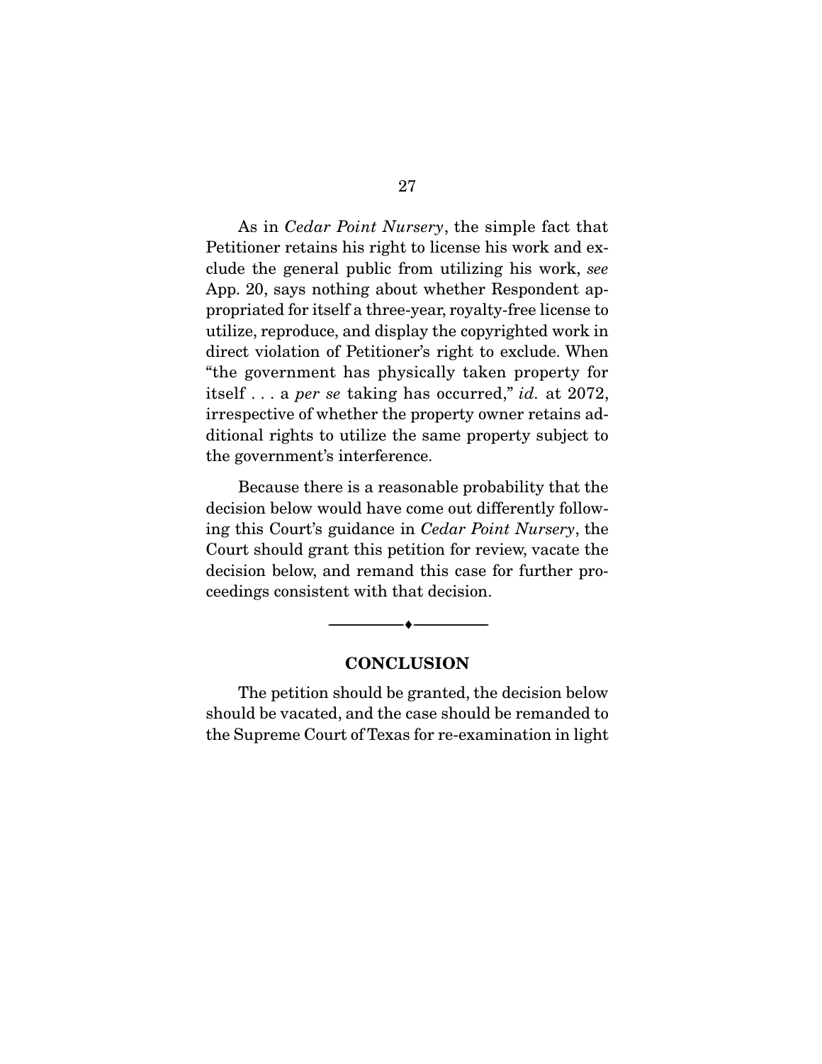As in *Cedar Point Nursery*, the simple fact that Petitioner retains his right to license his work and exclude the general public from utilizing his work, *see* App. 20, says nothing about whether Respondent appropriated for itself a three-year, royalty-free license to utilize, reproduce, and display the copyrighted work in direct violation of Petitioner's right to exclude. When "the government has physically taken property for itself . . . a *per se* taking has occurred," *id.* at 2072, irrespective of whether the property owner retains additional rights to utilize the same property subject to the government's interference.

Because there is a reasonable probability that the decision below would have come out differently following this Court's guidance in *Cedar Point Nursery*, the Court should grant this petition for review, vacate the decision below, and remand this case for further proceedings consistent with that decision.

---

## CONCLUSION

The petition should be granted, the decision below should be vacated, and the case should be remanded to the Supreme Court of Texas for re-examination in light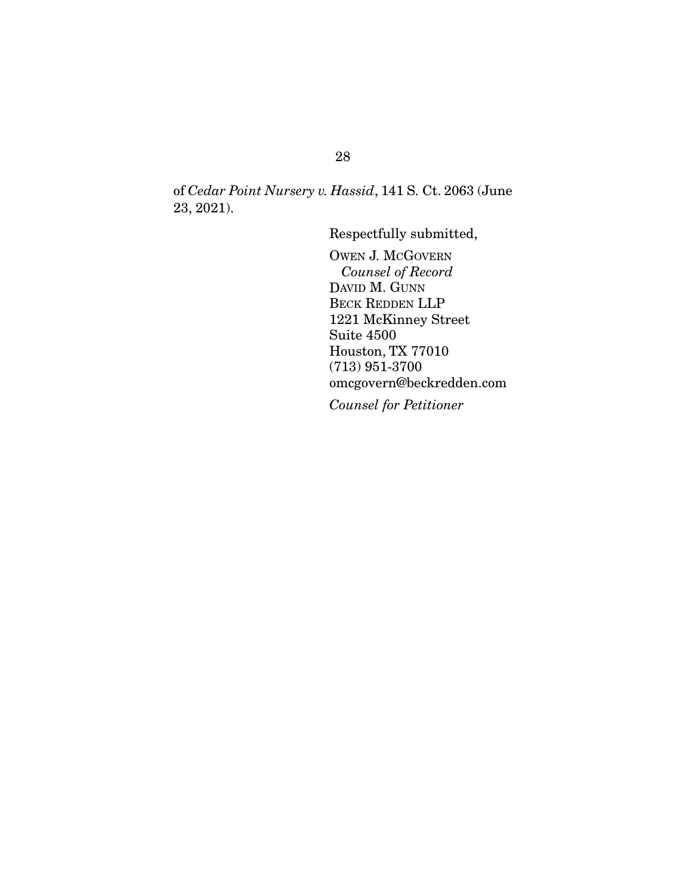of *Cedar Point Nursery v. Hassid*, 141 S. Ct. 2063 (June 23, 2021).

Respectfully submitted,

OWEN J. MCGOVERN
*Counsel of Record*
DAVID M. GUNN
BECK REDDEN LLP
1221 McKinney Street
Suite 4500
Houston, TX 77010
(713) 951-3700
omcgovern@beckredden.com

*Counsel for Petitioner*